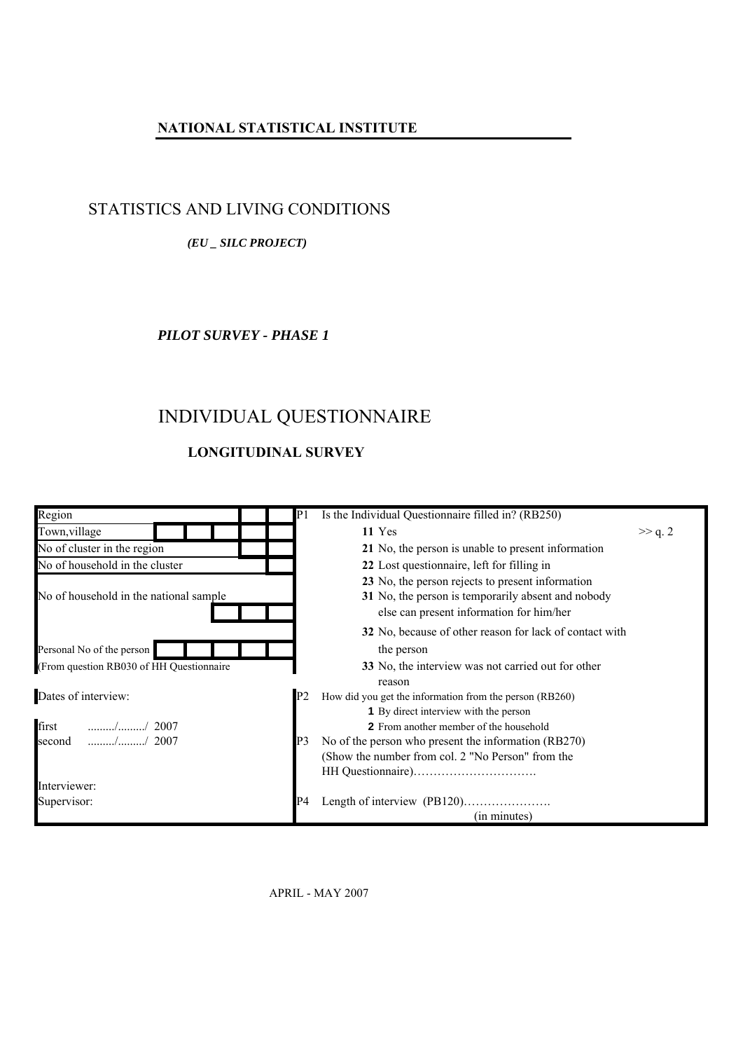**NATIONAL STATISTICAL INSTITUTE**

STATISTICS AND LIVING CONDITIONS

***(EU _ SILC PROJECT)***

***PILOT SURVEY - PHASE 1***

# INDIVIDUAL QUESTIONNAIRE

**LONGITUDINAL SURVEY**

| | |
|---|---|
| Region | **P1** Is the Individual Questionnaire filled in? (RB250) |
| Town,village | **11** Yes >> q. 2 |
| No of cluster in the region | **21** No, the person is unable to present information |
| No of household in the cluster | **22** Lost questionnaire, left for filling in |
| No of household in the national sample | **23** No, the person rejects to present information |
| | **31** No, the person is temporarily absent and nobody else can present information for him/her |
| | **32** No, because of other reason for lack of contact with the person |
| Personal No of the person (From question RB030 of HH Questionnaire | **33** No, the interview was not carried out for other reason |
| Dates of interview: | **P2** How did you get the information from the person (RB260) |
| | **1** By direct interview with the person |
| first ........./........./ 2007 | **2** From another member of the household |
| second ........./........./ 2007 | **P3** No of the person who present the information (RB270) (Show the number from col. 2 "No Person" from the HH Questionnaire)…………………………. |
| Interviewer: | |
| Supervisor: | **P4** Length of interview (PB120)…………………. (in minutes) |

APRIL - MAY 2007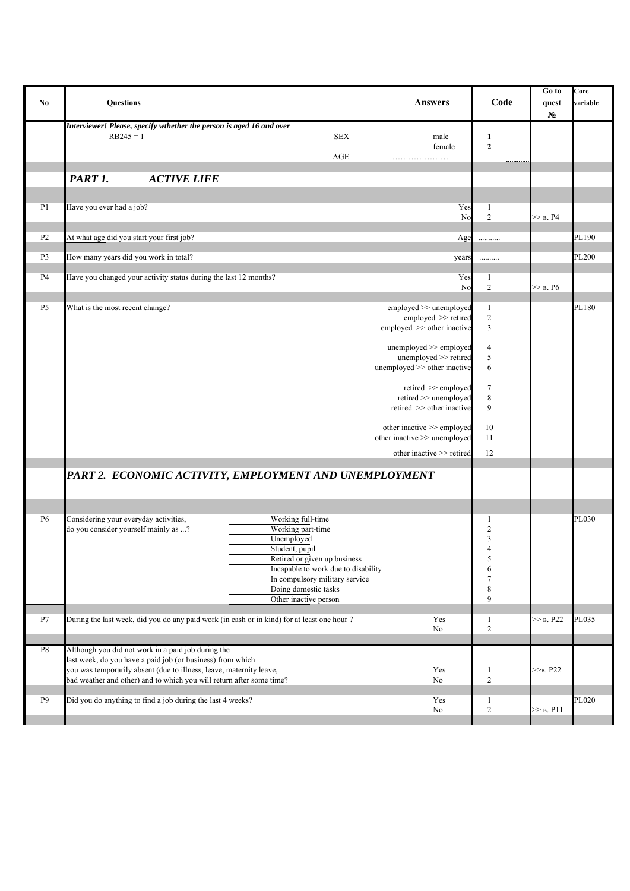| No | Questions | Answers | Code | Go to quest № | Core variable |
|---|---|---|---|---|---|
| | *Interviewer! Please, specify wthether the person is aged 16 and over* | | | | |
| | RB245 = 1 SEX | male | **1** | | |
| | | female | **2** | | |
| | AGE | ………………… | | | |
| | ***PART 1. ACTIVE LIFE*** | | | | |
| P1 | Have you ever had a job? | Yes | 1 | | |
| | | No | 2 | >> в. P4 | |
| P2 | At what age did you start your first job? | Age | .......... | | PL190 |
| P3 | How many years did you work in total? | years | ......... | | PL200 |
| P4 | Have you changed your activity status during the last 12 months? | Yes | 1 | | |
| | | No | 2 | >> в. P6 | |
| P5 | What is the most recent change? | employed >> unemployed | 1 | | PL180 |
| | | employed >> retired | 2 | | |
| | | employed >> other inactive | 3 | | |
| | | unemployed >> employed | 4 | | |
| | | unemployed >> retired | 5 | | |
| | | unemployed >> other inactive | 6 | | |
| | | retired >> employed | 7 | | |
| | | retired >> unemployed | 8 | | |
| | | retired >> other inactive | 9 | | |
| | | other inactive >> employed | 10 | | |
| | | other inactive >> unemployed | 11 | | |
| | | other inactive >> retired | 12 | | |
| | ***PART 2. ECONOMIC ACTIVITY, EMPLOYMENT AND UNEMPLOYMENT*** | | | | |
| P6 | Considering your everyday activities, do you consider yourself mainly as ...? | Working full-time | 1 | | PL030 |
| | | Working part-time | 2 | | |
| | | Unemployed | 3 | | |
| | | Student, pupil | 4 | | |
| | | Retired or given up business | 5 | | |
| | | Incapable to work due to disability | 6 | | |
| | | In compulsory military service | 7 | | |
| | | Doing domestic tasks | 8 | | |
| | | Other inactive person | 9 | | |
| P7 | During the last week, did you do any paid work (in cash or in kind) for at least one hour ? | Yes | 1 | >> в. P22 | PL035 |
| | | No | 2 | | |
| P8 | Although you did not work in a paid job during the last week, do you have a paid job (or business) from which you was temporarily absent (due to illness, leave, maternity leave, bad weather and other) and to which you will return after some time? | Yes | 1 | >>в. P22 | |
| | | No | 2 | | |
| P9 | Did you do anything to find a job during the last 4 weeks? | Yes | 1 | | PL020 |
| | | No | 2 | >> в. P11 | |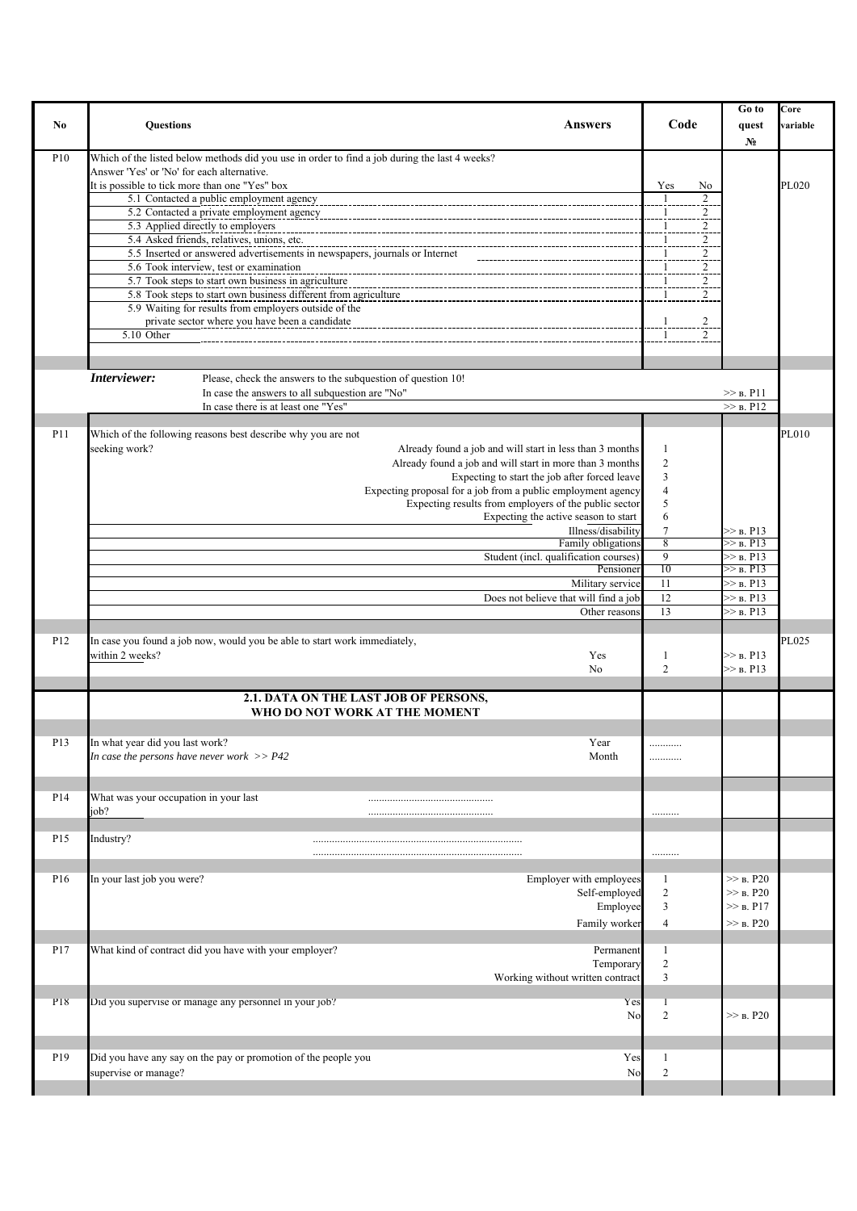| No | Questions | Answers | Code | | Go to quest № | Core variable |
|---|---|---|---|---|---|---|
| P10 | Which of the listed below methods did you use in order to find a job during the last 4 weeks? Answer 'Yes' or 'No' for each alternative. It is possible to tick more than one "Yes" box | | Yes | No | | PL020 |
| | 5.1 Contacted a public employment agency | | 1 | 2 | | |
| | 5.2 Contacted a private employment agency | | 1 | 2 | | |
| | 5.3 Applied directly to employers | | 1 | 2 | | |
| | 5.4 Asked friends, relatives, unions, etc. | | 1 | 2 | | |
| | 5.5 Inserted or answered advertisements in newspapers, journals or Internet | | 1 | 2 | | |
| | 5.6 Took interview, test or examination | | 1 | 2 | | |
| | 5.7 Took steps to start own business in agriculture | | 1 | 2 | | |
| | 5.8 Took steps to start own business different from agriculture | | 1 | 2 | | |
| | 5.9 Waiting for results from employers outside of the private sector where you have been a candidate | | 1 | 2 | | |
| | 5.10 Other | | 1 | 2 | | |
| | ***Interviewer:*** Please, check the answers to the subquestion of question 10! | | | | | |
| | In case the answers to all subquestion are "No" | | | | >> в. P11 | |
| | In case there is at least one "Yes" | | | | >> в. P12 | |
| P11 | Which of the following reasons best describe why you are not seeking work? | Already found a job and will start in less than 3 months | 1 | | | PL010 |
| | | Already found a job and will start in more than 3 months | 2 | | | |
| | | Expecting to start the job after forced leave | 3 | | | |
| | | Expecting proposal for a job from a public employment agency | 4 | | | |
| | | Expecting results from employers of the public sector | 5 | | | |
| | | Expecting the active season to start | 6 | | | |
| | | Illness/disability | 7 | | >> в. P13 | |
| | | Family obligations | 8 | | >> в. P13 | |
| | | Student (incl. qualification courses) | 9 | | >> в. P13 | |
| | | Pensioner | 10 | | >> в. P13 | |
| | | Military service | 11 | | >> в. P13 | |
| | | Does not believe that will find a job | 12 | | >> в. P13 | |
| | | Other reasons | 13 | | >> в. P13 | |
| P12 | In case you found a job now, would you be able to start work immediately, within 2 weeks? | Yes | 1 | | >> в. P13 | PL025 |
| | | No | 2 | | >> в. P13 | |
| | **2.1. DATA ON THE LAST JOB OF PERSONS, WHO DO NOT WORK AT THE MOMENT** | | | | | |
| P13 | In what year did you last work? *In case the persons have never work >> P42* | Year | ........... | | | |
| | | Month | ........... | | | |
| P14 | What was your occupation in your last job? ............................................. ............................................. | | ......... | | | |
| P15 | Industry? ............................................................................ ............................................................................ | | ......... | | | |
| P16 | In your last job you were? | Employer with employees | 1 | | >> в. P20 | |
| | | Self-employed | 2 | | >> в. P20 | |
| | | Employee | 3 | | >> в. P17 | |
| | | Family worker | 4 | | >> в. P20 | |
| P17 | What kind of contract did you have with your employer? | Permanent | 1 | | | |
| | | Temporary | 2 | | | |
| | | Working without written contract | 3 | | | |
| P18 | Did you supervise or manage any personnel in your job? | Yes | 1 | | | |
| | | No | 2 | | >> в. P20 | |
| P19 | Did you have any say on the pay or promotion of the people you supervise or manage? | Yes | 1 | | | |
| | | No | 2 | | | |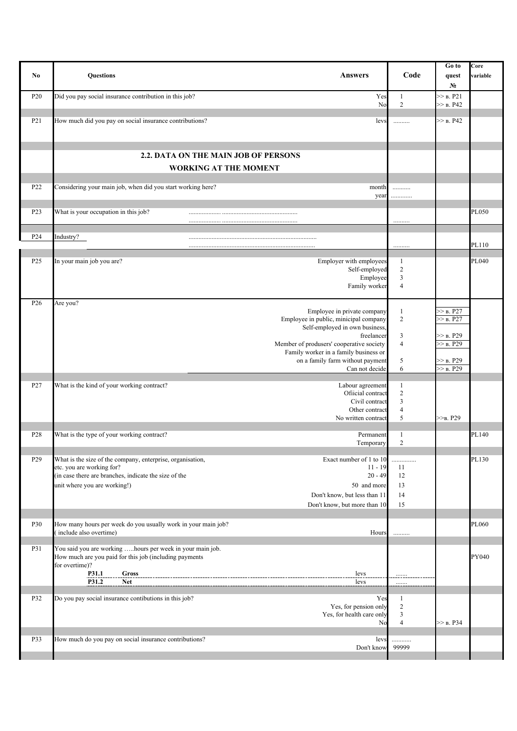| No | Questions | Answers | Code | Go to quest № | Core variable |
|---|---|---|---|---|---|
| P20 | Did you pay social insurance contribution in this job? | Yes | 1 | >> в. P21 | |
| | | No | 2 | >> в. P42 | |
| P21 | How much did you pay on social insurance contributions? | levs | .......... | >> в. P42 | |
| | **2.2. DATA ON THE MAIN JOB OF PERSONS WORKING AT THE MOMENT** | | | | |
| P22 | Considering your main job, when did you start working here? | month | ........... | | |
| | | year | ............. | | |
| P23 | What is your occupation in this job? ..................... .............................................. ..................... .............................................. | | .......... | | PL050 |
| P24 | Industry? ............................................................................. ............................................................................. | | .......... | | PL110 |
| P25 | In your main job you are? | Employer with employees | 1 | | PL040 |
| | | Self-employed | 2 | | |
| | | Employee | 3 | | |
| | | Family worker | 4 | | |
| P26 | Are you? | Employee in private company | 1 | >> в. P27 | |
| | | Employee in public, minicipal company | 2 | >> в. P27 | |
| | | Self-employed in own business, freelancer | 3 | >> в. P29 | |
| | | Member of produsers' cooperative society | 4 | >> в. P29 | |
| | | Family worker in a family business or on a family farm without payment | 5 | >> в. P29 | |
| | | Can not decide | 6 | >> в. P29 | |
| P27 | What is the kind of your working contract? | Labour agreement | 1 | | |
| | | Ofiicial contract | 2 | | |
| | | Civil contract | 3 | | |
| | | Other contract | 4 | | |
| | | No written contract | 5 | >>в. P29 | |
| P28 | What is the type of your working contract? | Permanent | 1 | | PL140 |
| | | Temporary | 2 | | |
| P29 | What is the size of the company, enterprise, organisation, etc. you are working for? (in case there are branches, indicate the size of the unit where you are working!) | Exact number of 1 to 10 | .............. | | PL130 |
| | | 11 - 19 | 11 | | |
| | | 20 - 49 | 12 | | |
| | | 50 and more | 13 | | |
| | | Don't know, but less than 11 | 14 | | |
| | | Don't know, but more than 10 | 15 | | |
| P30 | How many hours per week do you usually work in your main job? ( include also overtime) | Hours | .......... | | PL060 |
| P31 | You said you are working .....hours per week in your main job. How much are you paid for this job (including payments for overtime)? | | | | PY040 |
| | **P31.1 Gross** | levs | ....... | | |
| | **P31.2 Net** | levs | ....... | | |
| P32 | Do you pay social insurance contibutions in this job? | Yes | 1 | | |
| | | Yes, for pension only | 2 | | |
| | | Yes, for health care only | 3 | | |
| | | No | 4 | >> в. P34 | |
| P33 | How much do you pay on social insurance contributions? | levs | ............ | | |
| | | Don't know | 99999 | | |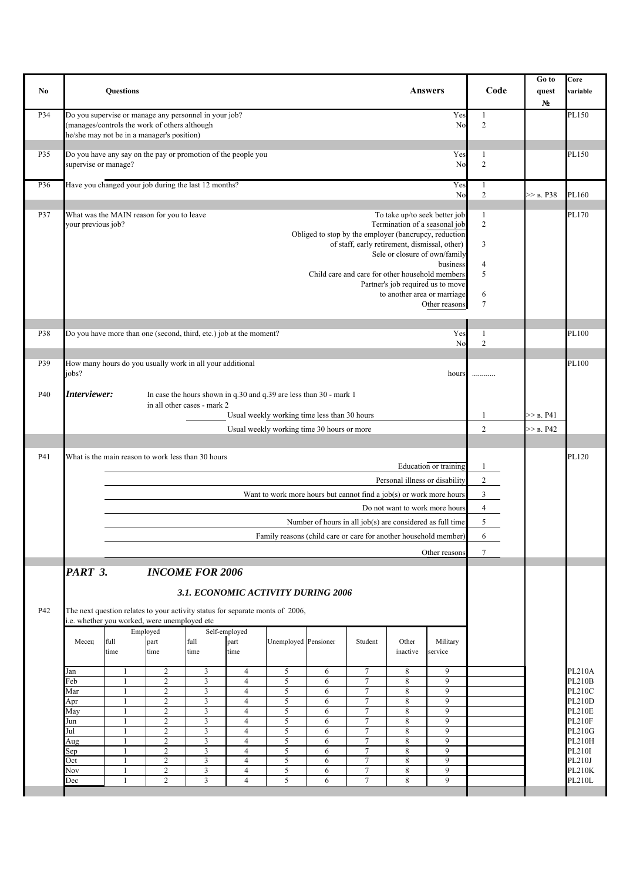| No | Questions | Answers | Code | Go to quest № | Core variable |
|---|---|---|---|---|---|
| P34 | Do you supervise or manage any personnel in your job? (manages/controls the work of others although he/she may not be in a manager's position) | Yes | 1 | | PL150 |
| | | No | 2 | | |
| P35 | Do you have any say on the pay or promotion of the people you supervise or manage? | Yes | 1 | | PL150 |
| | | No | 2 | | |
| P36 | Have you changed your job during the last 12 months? | Yes | 1 | | |
| | | No | 2 | >> в. P38 | PL160 |
| P37 | What was the MAIN reason for you to leave your previous job? | To take up/to seek better job | 1 | | PL170 |
| | | Termination of a seasonal job | 2 | | |
| | | Obliged to stop by the employer (bancrupcy, reduction of staff, early retirement, dismissal, other) | 3 | | |
| | | Sele or closure of own/family business | 4 | | |
| | | Child care and care for other household members | 5 | | |
| | | Partner's job required us to move to another area or marriage | 6 | | |
| | | Other reasons | 7 | | |
| P38 | Do you have more than one (second, third, etc.) job at the moment? | Yes | 1 | | PL100 |
| | | No | 2 | | |
| P39 | How many hours do you usually work in all your additional jobs? | hours | ........... | | PL100 |
| P40 | ***Interviewer:*** In case the hours shown in q.30 and q.39 are less than 30 - mark 1; in all other cases - mark 2 | Usual weekly working time less than 30 hours | 1 | >> в. P41 | |
| | | Usual weekly working time 30 hours or more | 2 | >> в. P42 | |
| P41 | What is the main reason to work less than 30 hours | Education or training | 1 | | PL120 |
| | | Personal illness or disability | 2 | | |
| | | Want to work more hours but cannot find a job(s) or work more hours | 3 | | |
| | | Do not want to work more hours | 4 | | |
| | | Number of hours in all job(s) are considered as full time | 5 | | |
| | | Family reasons (child care or care for another household member) | 6 | | |
| | | Other reasons | 7 | | |

## *PART 3. INCOME FOR 2006*

### *3.1. ECONOMIC ACTIVITY DURING 2006*

P42 The next question relates to your activity status for separate monts of 2006, i.e. whether you worked, were unemployed etc

| Месец | Employed full time | Employed part time | Self-employed full time | Self-employed part time | Unemployed | Pensioner | Student | Other inactive | Military service | Core variable |
|---|---|---|---|---|---|---|---|---|---|---|
| Jan | 1 | 2 | 3 | 4 | 5 | 6 | 7 | 8 | 9 | PL210A |
| Feb | 1 | 2 | 3 | 4 | 5 | 6 | 7 | 8 | 9 | PL210B |
| Mar | 1 | 2 | 3 | 4 | 5 | 6 | 7 | 8 | 9 | PL210C |
| Apr | 1 | 2 | 3 | 4 | 5 | 6 | 7 | 8 | 9 | PL210D |
| May | 1 | 2 | 3 | 4 | 5 | 6 | 7 | 8 | 9 | PL210E |
| Jun | 1 | 2 | 3 | 4 | 5 | 6 | 7 | 8 | 9 | PL210F |
| Jul | 1 | 2 | 3 | 4 | 5 | 6 | 7 | 8 | 9 | PL210G |
| Aug | 1 | 2 | 3 | 4 | 5 | 6 | 7 | 8 | 9 | PL210H |
| Sep | 1 | 2 | 3 | 4 | 5 | 6 | 7 | 8 | 9 | PL210I |
| Oct | 1 | 2 | 3 | 4 | 5 | 6 | 7 | 8 | 9 | PL210J |
| Nov | 1 | 2 | 3 | 4 | 5 | 6 | 7 | 8 | 9 | PL210K |
| Dec | 1 | 2 | 3 | 4 | 5 | 6 | 7 | 8 | 9 | PL210L |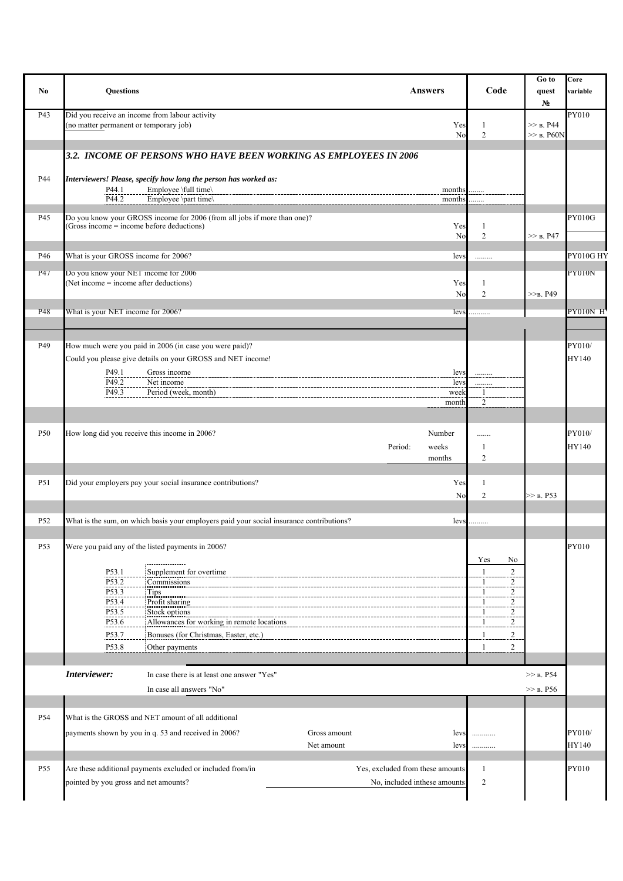| No | Questions | Answers | Code | Go to quest № | Core variable |
|---|---|---|---|---|---|
| P43 | Did you receive an income from labour activity (no matter permanent or temporary job) | Yes | 1 | >> в. P44 | PY010 |
| | | No | 2 | >> в. P60N | |
| | ***3.2. INCOME OF PERSONS WHO HAVE BEEN WORKING AS EMPLOYEES IN 2006*** | | | | |
| P44 | ***Interviewers! Please, specify how long the person has worked as:*** | | | | |
| | P44.1 Employee \full time\ | months | ........ | | |
| | P44.2 Employee \part time\ | months | ........ | | |
| P45 | Do you know your GROSS income for 2006 (from all jobs if more than one)? (Gross income = income before deductions) | Yes | 1 | | PY010G |
| | | No | 2 | >> в. P47 | |
| P46 | What is your GROSS income for 2006? | levs | ......... | | PY010G HY |
| P47 | Do you know your NET income for 2006 (Net income = income after deductions) | Yes | 1 | | PY010N |
| | | No | 2 | >>в. P49 | |
| P48 | What is your NET income for 2006? | levs | ........... | | PY010N H |
| P49 | How much were you paid in 2006 (in case you were paid)? Could you please give details on your GROSS and NET income! | | | | PY010/ HY140 |
| | P49.1 Gross income | levs | ......... | | |
| | P49.2 Net income | levs | ......... | | |
| | P49.3 Period (week, month) | week | 1 | | |
| | | month | 2 | | |
| P50 | How long did you receive this income in 2006? | Number | ....... | | PY010/ HY140 |
| | Period: | weeks | 1 | | |
| | | months | 2 | | |
| P51 | Did your employers pay your social insurance contributions? | Yes | 1 | | |
| | | No | 2 | >> в. P53 | |
| P52 | What is the sum, on which basis your employers paid your social insurance contributions? | levs | .......... | | |
| P53 | Were you paid any of the listed payments in 2006? | | Yes / No | | PY010 |
| | P53.1 Supplement for overtime | | 1 / 2 | | |
| | P53.2 Commissions | | 1 / 2 | | |
| | P53.3 Tips | | 1 / 2 | | |
| | P53.4 Profit sharing | | 1 / 2 | | |
| | P53.5 Stock options | | 1 / 2 | | |
| | P53.6 Allowances for working in remote locations | | 1 / 2 | | |
| | P53.7 Bonuses (for Christmas, Easter, etc.) | | 1 / 2 | | |
| | P53.8 Other payments | | 1 / 2 | | |
| | ***Interviewer:*** In case there is at least one answer "Yes" | | | >> в. P54 | |
| | In case all answers "No" | | | >> в. P56 | |
| P54 | What is the GROSS and NET amount of all additional payments shown by you in q. 53 and received in 2006? Gross amount | levs | ............ | | PY010/ |
| | Net amount | levs | ............ | | HY140 |
| P55 | Are these additional payments excluded or included from/in pointed by you gross and net amounts? | Yes, excluded from these amounts | 1 | | PY010 |
| | | No, included inthese amounts | 2 | | |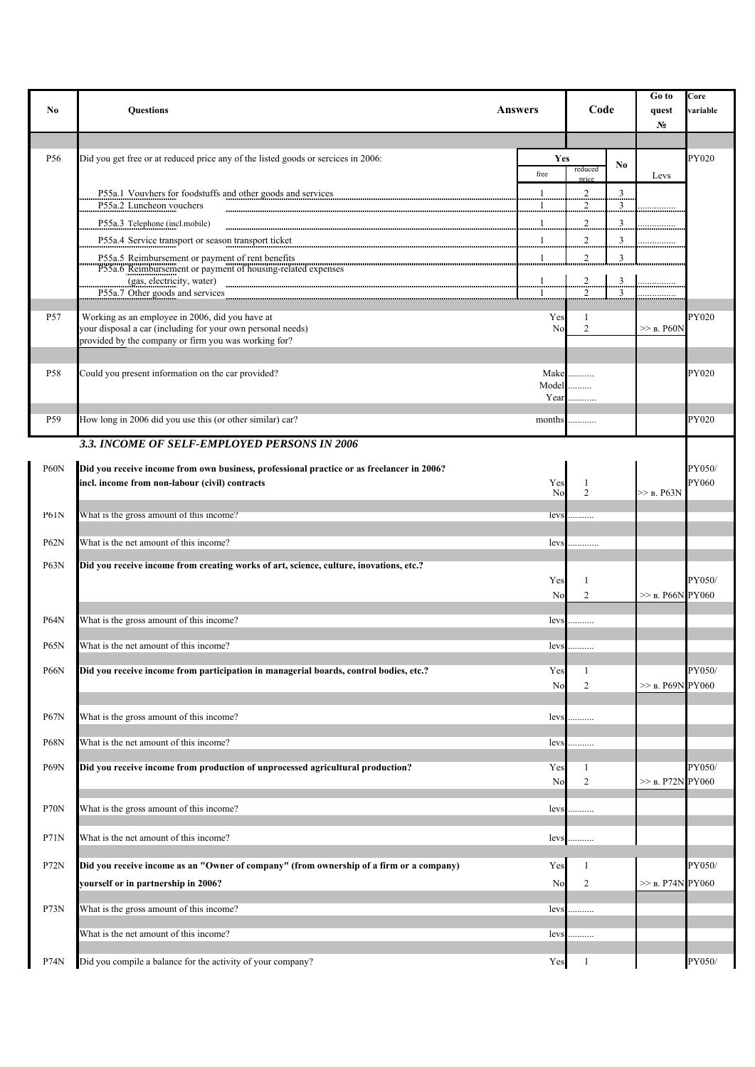| No | Questions | Answers | Code | | | Go to quest № | Core variable |
|---|---|---|---|---|---|---|---|
| P56 | Did you get free or at reduced price any of the listed goods or sercices in 2006: | Yes | | | No | | PY020 |
| | | free | reduced price | | | Levs | |
| | P55a.1 Vouvhers for foodstuffs and other goods and services | 1 | 2 | | 3 | | |
| | P55a.2 Luncheon vouchers | 1 | 2 | | 3 | ............... | |
| | P55a.3 Telephone (incl.mobile) | 1 | 2 | | 3 | ............... | |
| | P55a.4 Service transport or season transport ticket | 1 | 2 | | 3 | ............... | |
| | P55a.5 Reimbursement or payment of rent benefits | 1 | 2 | | 3 | | |
| | P55a.6 Reimbursement or payment of housing-related expenses (gas, electricity, water) | 1 | 2 | | 3 | ............... | |
| | P55a.7 Other goods and services | 1 | 2 | | 3 | ............... | |
| P57 | Working as an employee in 2006, did you have at your disposal a car (including for your own personal needs) provided by the company or firm you was working for? | Yes | 1 | | | | PY020 |
| | | No | 2 | | | >> в. P60N | |
| P58 | Could you present information on the car provided? | Make | .......... | | | | PY020 |
| | | Model | ......... | | | | |
| | | Year | ........... | | | | |
| P59 | How long in 2006 did you use this (or other similar) car? | months | ........... | | | | PY020 |

### *3.3. INCOME OF SELF-EMPLOYED PERSONS IN 2006*

| No | Questions | Answers | Code | Go to quest № | Core variable |
|---|---|---|---|---|---|
| P60N | **Did you receive income from own business, professional practice or as freelancer in 2006? incl. income from non-labour (civil) contracts** | Yes | 1 | | PY050/ |
| | | No | 2 | >> в. P63N | PY060 |
| P61N | What is the gross amount of this income? | levs | .......... | | |
| P62N | What is the net amount of this income? | levs | ............ | | |
| P63N | **Did you receive income from creating works of art, science, culture, inovations, etc.?** | Yes | 1 | | PY050/ |
| | | No | 2 | >> в. P66N | PY060 |
| P64N | What is the gross amount of this income? | levs | .......... | | |
| P65N | What is the net amount of this income? | levs | .......... | | |
| P66N | **Did you receive income from participation in managerial boards, control bodies, etc.?** | Yes | 1 | | PY050/ |
| | | No | 2 | >> в. P69N | PY060 |
| P67N | What is the gross amount of this income? | levs | .......... | | |
| P68N | What is the net amount of this income? | levs | .......... | | |
| P69N | **Did you receive income from production of unprocessed agricultural production?** | Yes | 1 | | PY050/ |
| | | No | 2 | >> в. P72N | PY060 |
| P70N | What is the gross amount of this income? | levs | .......... | | |
| P71N | What is the net amount of this income? | levs | .......... | | |
| P72N | **Did you receive income as an "Owner of company" (from ownership of a firm or a company) yourself or in partnership in 2006?** | Yes | 1 | | PY050/ |
| | | No | 2 | >> в. P74N | PY060 |
| P73N | What is the gross amount of this income? | levs | .......... | | |
| | What is the net amount of this income? | levs | .......... | | |
| P74N | Did you compile a balance for the activity of your company? | Yes | 1 | | PY050/ |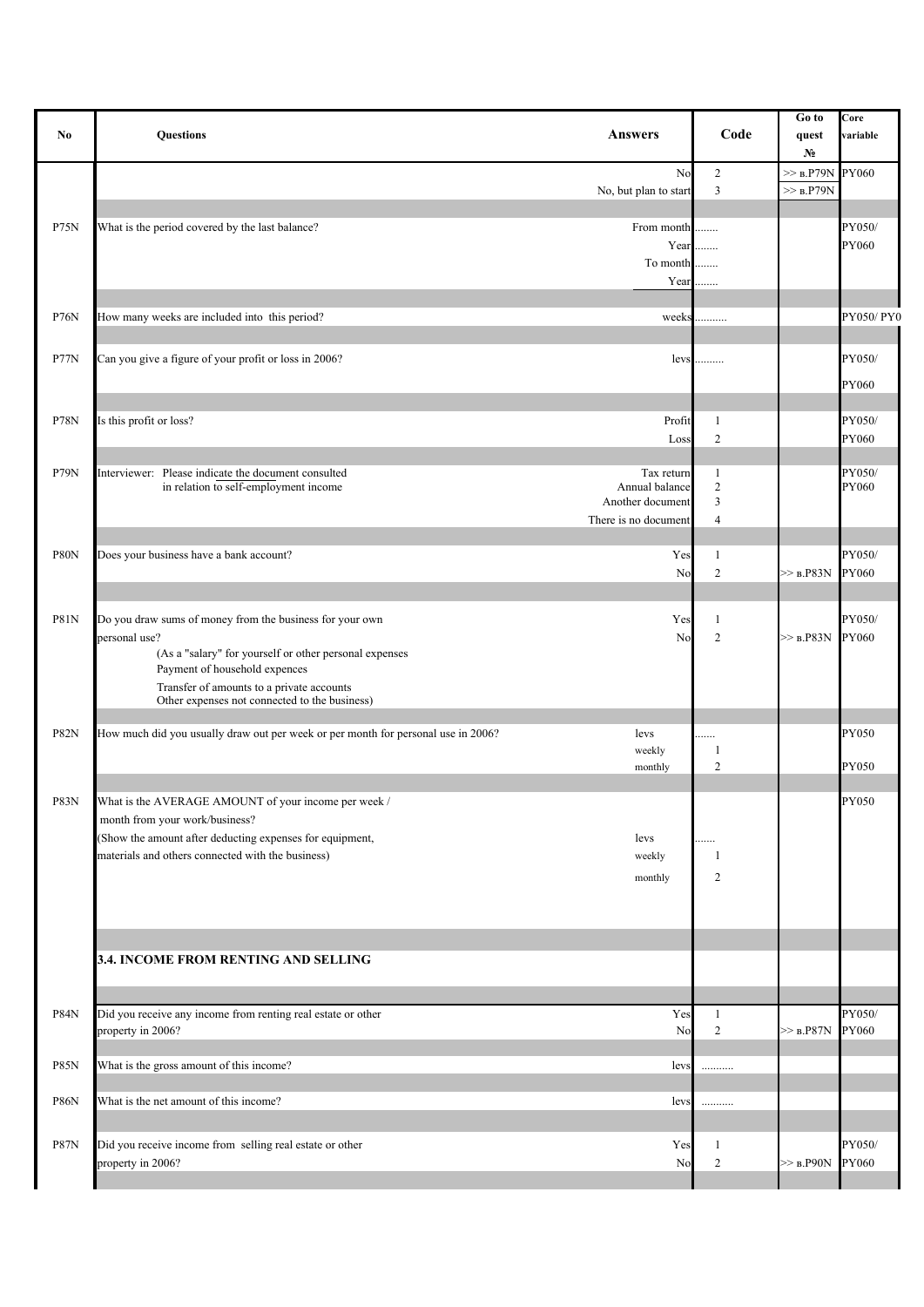| No | Questions | Answers | Code | Go to quest № | Core variable |
|---|---|---|---|---|---|
| | | No | 2 | >> в.P79N | PY060 |
| | | No, but plan to start | 3 | >> в.P79N | |
| P75N | What is the period covered by the last balance? | From month | ........ | | PY050/ |
| | | Year | ........ | | PY060 |
| | | To month | ........ | | |
| | | Year | ........ | | |
| P76N | How many weeks are included into this period? | weeks | ........... | | PY050/ PY0 |
| P77N | Can you give a figure of your profit or loss in 2006? | levs | .......... | | PY050/ |
| | | | | | PY060 |
| P78N | Is this profit or loss? | Profit | 1 | | PY050/ |
| | | Loss | 2 | | PY060 |
| P79N | Interviewer: Please indicate the document consulted in relation to self-employment income | Tax return | 1 | | PY050/ |
| | | Annual balance | 2 | | PY060 |
| | | Another document | 3 | | |
| | | There is no document | 4 | | |
| P80N | Does your business have a bank account? | Yes | 1 | | PY050/ |
| | | No | 2 | >> в.P83N | PY060 |
| P81N | Do you draw sums of money from the business for your own personal use? (As a "salary" for yourself or other personal expenses; Payment of household expences; Transfer of amounts to a private accounts; Other expenses not connected to the business) | Yes | 1 | | PY050/ |
| | | No | 2 | >> в.P83N | PY060 |
| P82N | How much did you usually draw out per week or per month for personal use in 2006? | levs | ....... | | PY050 |
| | | weekly | 1 | | |
| | | monthly | 2 | | PY050 |
| P83N | What is the AVERAGE AMOUNT of your income per week / month from your work/business? (Show the amount after deducting expenses for equipment, materials and others connected with the business) | levs | ....... | | PY050 |
| | | weekly | 1 | | |
| | | monthly | 2 | | |
| | **3.4. INCOME FROM RENTING AND SELLING** | | | | |
| P84N | Did you receive any income from renting real estate or other property in 2006? | Yes | 1 | | PY050/ |
| | | No | 2 | >> в.P87N | PY060 |
| P85N | What is the gross amount of this income? | levs | ........... | | |
| P86N | What is the net amount of this income? | levs | ........... | | |
| P87N | Did you receive income from selling real estate or other property in 2006? | Yes | 1 | | PY050/ |
| | | No | 2 | >> в.P90N | PY060 |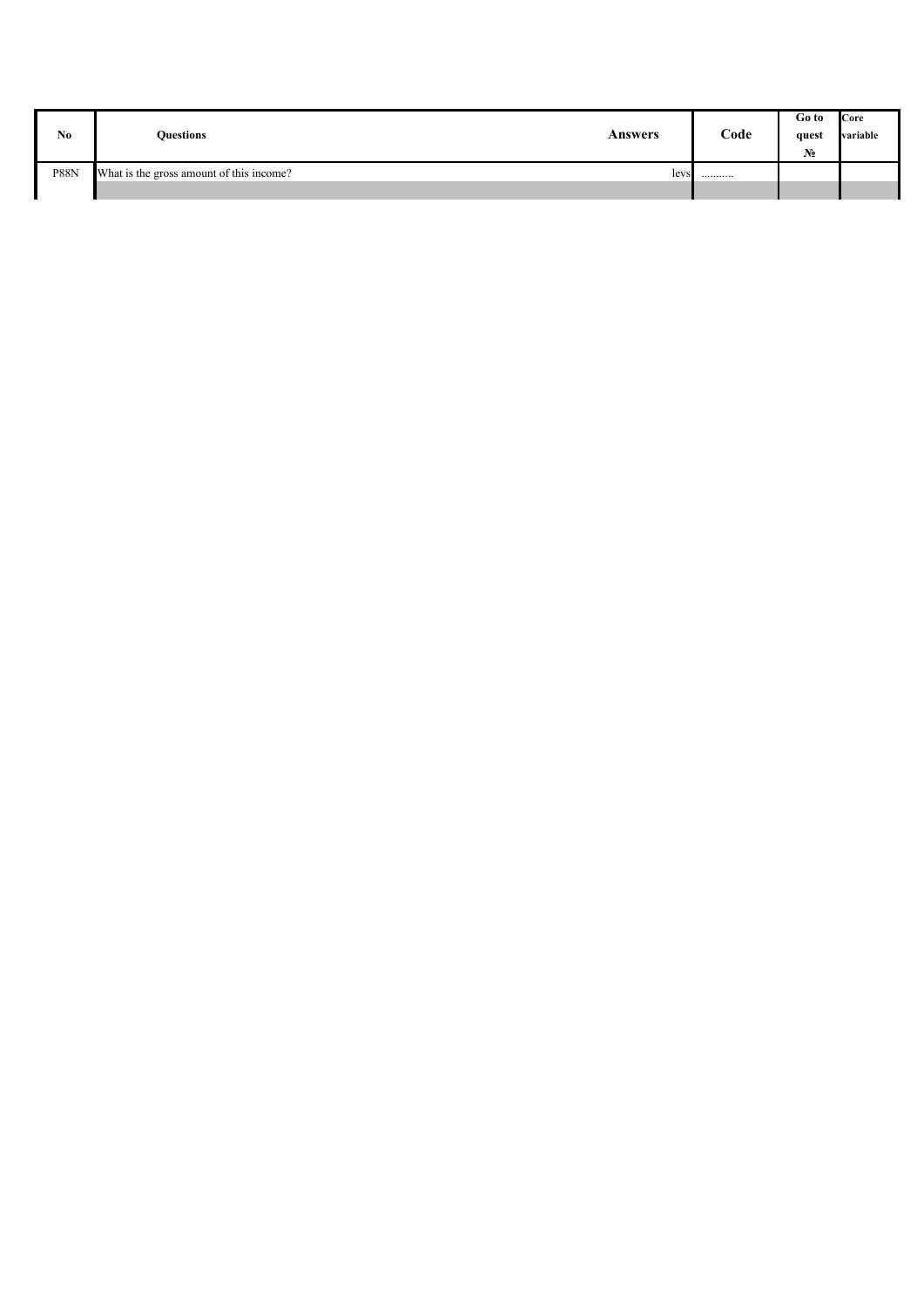| No | Questions | Answers | Code | Go to quest № | Core variable |
|---|---|---|---|---|---|
| P88N | What is the gross amount of this income? | levs | .......... | | |
| | | | | | |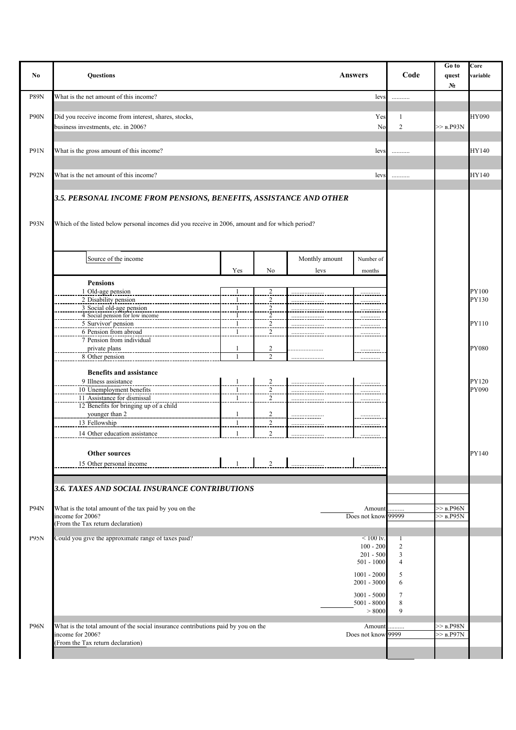| No | Questions | Answers | Code | Go to quest № | Core variable |
|---|---|---|---|---|---|
| P89N | What is the net amount of this income? | levs | .......... | | |
| P90N | Did you receive income from interest, shares, stocks, business investments, etc. in 2006? | Yes | 1 | | HY090 |
| | | No | 2 | >> в.P93N | |
| P91N | What is the gross amount of this income? | levs | .......... | | HY140 |
| P92N | What is the net amount of this income? | levs | .......... | | HY140 |

### *3.5. PERSONAL INCOME FROM PENSIONS, BENEFITS, ASSISTANCE AND OTHER*

**P93N** Which of the listed below personal incomes did you receive in 2006, amount and for which period?

| Source of the income | Yes | No | Monthly amount levs | Number of months | Core variable |
|---|---|---|---|---|---|
| **Pensions** | | | | | |
| 1 Old-age pension | 1 | 2 | .................. | .......... | PY100 |
| 2 Disability pension | 1 | 2 | .................. | .......... | PY130 |
| 3 Social old-age pension | 1 | 2 | .................. | .......... | |
| 4 Social pension for low income | 1 | 2 | .................. | .......... | |
| 5 Survivor' pension | 1 | 2 | .................. | .......... | PY110 |
| 6 Pension from abroad | 1 | 2 | .................. | .......... | |
| 7 Pension from individual private plans | 1 | 2 | .................. | .......... | PY080 |
| 8 Other pension | 1 | 2 | .................. | .......... | |
| **Benefits and assistance** | | | | | |
| 9 Illness assistance | 1 | 2 | .................. | .......... | PY120 |
| 10 Unemployment benefits | 1 | 2 | .................. | .......... | PY090 |
| 11 Assistance for dismissal | 1 | 2 | .................. | .......... | |
| 12 Benefits for bringing up of a child younger than 2 | 1 | 2 | .................. | .......... | |
| 13 Fellowship | 1 | 2 | .................. | .......... | |
| 14 Other education assistance | 1 | 2 | .................. | .......... | |
| **Other sources** | | | | | PY140 |
| 15 Other personal income | 1 | 2 | .................. | .......... | |

### *3.6. TAXES AND SOCIAL INSURANCE CONTRIBUTIONS*

| No | Questions | Answers | Code | Go to quest № | Core variable |
|---|---|---|---|---|---|
| P94N | What is the total amount of the tax paid by you on the income for 2006? (From the Tax return declaration) | Amount | .......... | >> в.P96N | |
| | | Does not know | 99999 | >> в.P95N | |
| P95N | Could you give the approximate range of taxes paid? | < 100 lv. | 1 | | |
| | | 100 - 200 | 2 | | |
| | | 201 - 500 | 3 | | |
| | | 501 - 1000 | 4 | | |
| | | 1001 - 2000 | 5 | | |
| | | 2001 - 3000 | 6 | | |
| | | 3001 - 5000 | 7 | | |
| | | 5001 - 8000 | 8 | | |
| | | > 8000 | 9 | | |
| P96N | What is the total amount of the social insurance contributions paid by you on the income for 2006? (From the Tax return declaration) | Amount | .......... | >> в.P98N | |
| | | Does not know | 9999 | >> в.P97N | |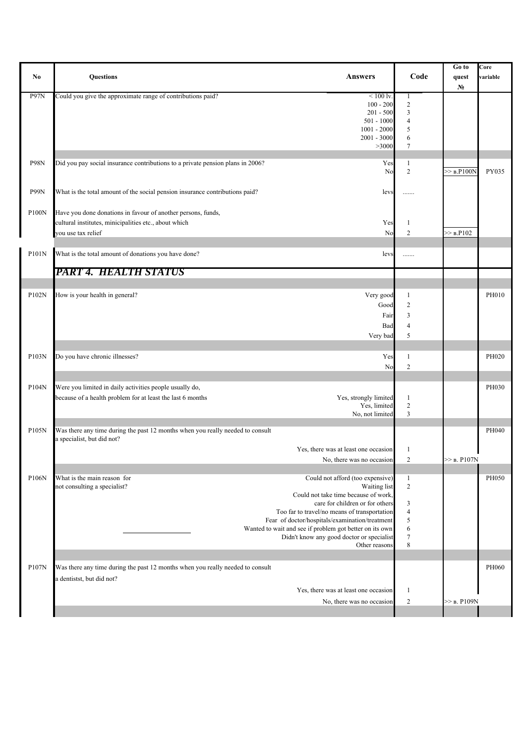| No | Questions | Answers | Code | Go to quest № | Core variable |
|---|---|---|---|---|---|
| P97N | Could you give the approximate range of contributions paid? | < 100 lv. | 1 | | |
| | | 100 - 200 | 2 | | |
| | | 201 - 500 | 3 | | |
| | | 501 - 1000 | 4 | | |
| | | 1001 - 2000 | 5 | | |
| | | 2001 - 3000 | 6 | | |
| | | >3000 | 7 | | |
| P98N | Did you pay social insurance contributions to a private pension plans in 2006? | Yes | 1 | | |
| | | No | 2 | >> в.P100N | PY035 |
| P99N | What is the total amount of the social pension insurance contributions paid? | levs | ....... | | |
| P100N | Have you done donations in favour of another persons, funds, cultural institutes, minicipalities etc., about which | Yes | 1 | | |
| | you use tax relief | No | 2 | >> в.P102 | |
| P101N | What is the total amount of donations you have done? | levs | ....... | | |
| | ***PART 4. HEALTH STATUS*** | | | | |
| P102N | How is your health in general? | Very good | 1 | | PH010 |
| | | Good | 2 | | |
| | | Fair | 3 | | |
| | | Bad | 4 | | |
| | | Very bad | 5 | | |
| P103N | Do you have chronic illnesses? | Yes | 1 | | PH020 |
| | | No | 2 | | |
| P104N | Were you limited in daily activities people usually do, | | | | PH030 |
| | because of a health problem for at least the last 6 months | Yes, strongly limited | 1 | | |
| | | Yes, limited | 2 | | |
| | | No, not limited | 3 | | |
| P105N | Was there any time during the past 12 months when you really needed to consult a specialist, but did not? | | | | PH040 |
| | | Yes, there was at least one occasion | 1 | | |
| | | No, there was no occasion | 2 | >> в. P107N | |
| P106N | What is the main reason for not consulting a specialist? | Could not afford (too expensive) | 1 | | PH050 |
| | | Waiting list | 2 | | |
| | | Could not take time because of work, care for children or for others | 3 | | |
| | | Too far to travel/no means of transportation | 4 | | |
| | | Fear of doctor/hospitals/examination/treatment | 5 | | |
| | | Wanted to wait and see if problem got better on its own | 6 | | |
| | | Didn't know any good doctor or specialist | 7 | | |
| | | Other reasons | 8 | | |
| P107N | Was there any time during the past 12 months when you really needed to consult a dentistst, but did not? | | | | PH060 |
| | | Yes, there was at least one occasion | 1 | | |
| | | No, there was no occasion | 2 | >> в. P109N | |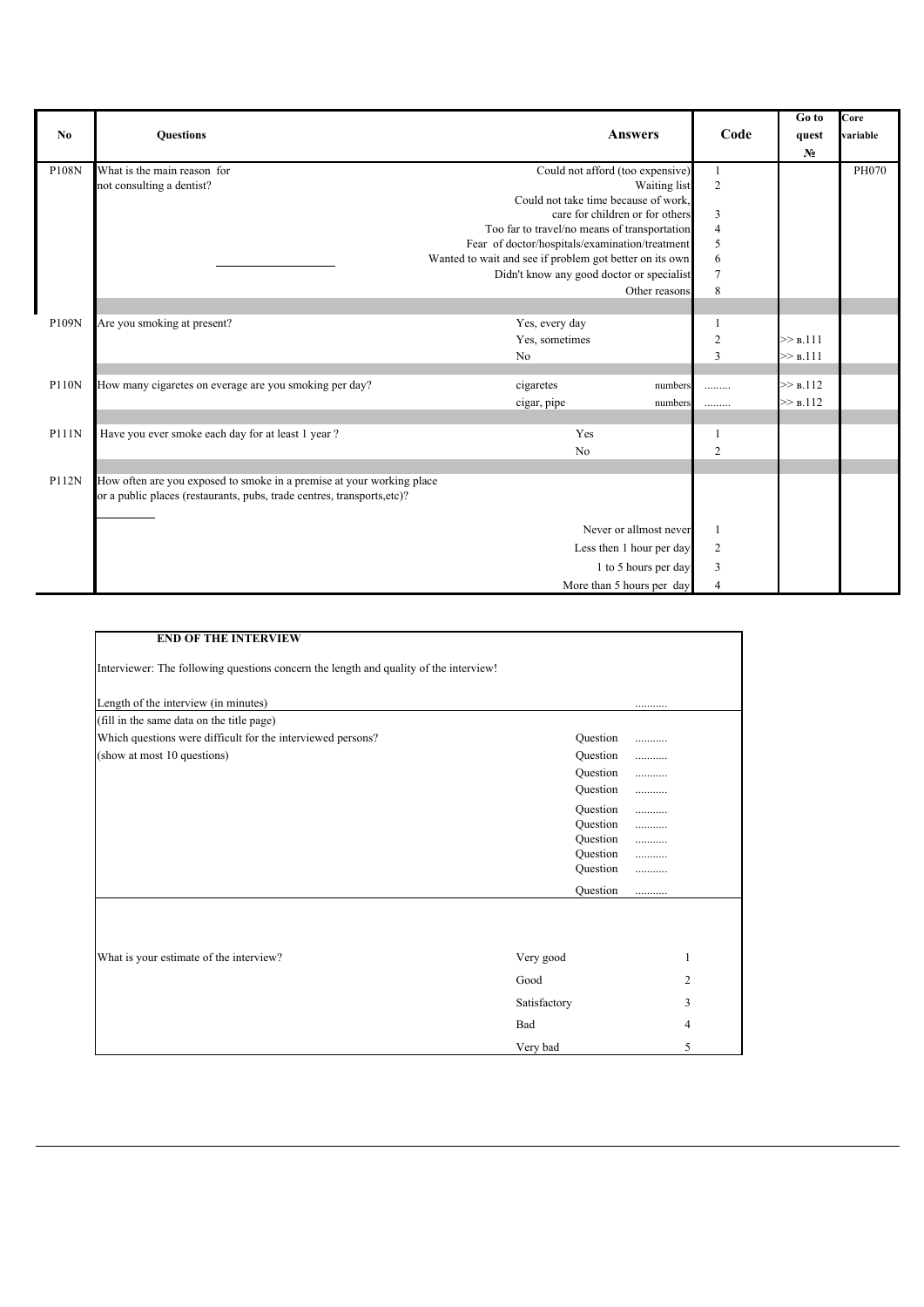| No | Questions | Answers | Code | Go to quest № | Core variable |
|---|---|---|---|---|---|
| P108N | What is the main reason for not consulting a dentist? | Could not afford (too expensive) | 1 | | PH070 |
| | | Waiting list | 2 | | |
| | | Could not take time because of work, care for children or for others | 3 | | |
| | | Too far to travel/no means of transportation | 4 | | |
| | | Fear of doctor/hospitals/examination/treatment | 5 | | |
| | | Wanted to wait and see if problem got better on its own | 6 | | |
| | | Didn't know any good doctor or specialist | 7 | | |
| | | Other reasons | 8 | | |
| P109N | Are you smoking at present? | Yes, every day | 1 | | |
| | | Yes, sometimes | 2 | >> в.111 | |
| | | No | 3 | >> в.111 | |
| P110N | How many cigaretes on everage are you smoking per day? | cigaretes numbers | ........ | >> в.112 | |
| | | cigar, pipe numbers | ........ | >> в.112 | |
| P111N | Have you ever smoke each day for at least 1 year ? | Yes | 1 | | |
| | | No | 2 | | |
| P112N | How often are you exposed to smoke in a premise at your working place or a public places (restaurants, pubs, trade centres, transports,etc)? | Never or allmost never | 1 | | |
| | | Less then 1 hour per day | 2 | | |
| | | 1 to 5 hours per day | 3 | | |
| | | More than 5 hours per day | 4 | | |

**END OF THE INTERVIEW**

Interviewer: The following questions concern the length and quality of the interview!

| | | |
|---|---|---|
| Length of the interview (in minutes) | | ........... |
| (fill in the same data on the title page) | | |
| Which questions were difficult for the interviewed persons? | Question | ........... |
| (show at most 10 questions) | Question | ........... |
| | Question | ........... |
| | Question | ........... |
| | Question | ........... |
| | Question | ........... |
| | Question | ........... |
| | Question | ........... |
| | Question | ........... |
| | Question | ........... |

| | | |
|---|---|---|
| What is your estimate of the interview? | Very good | 1 |
| | Good | 2 |
| | Satisfactory | 3 |
| | Bad | 4 |
| | Very bad | 5 |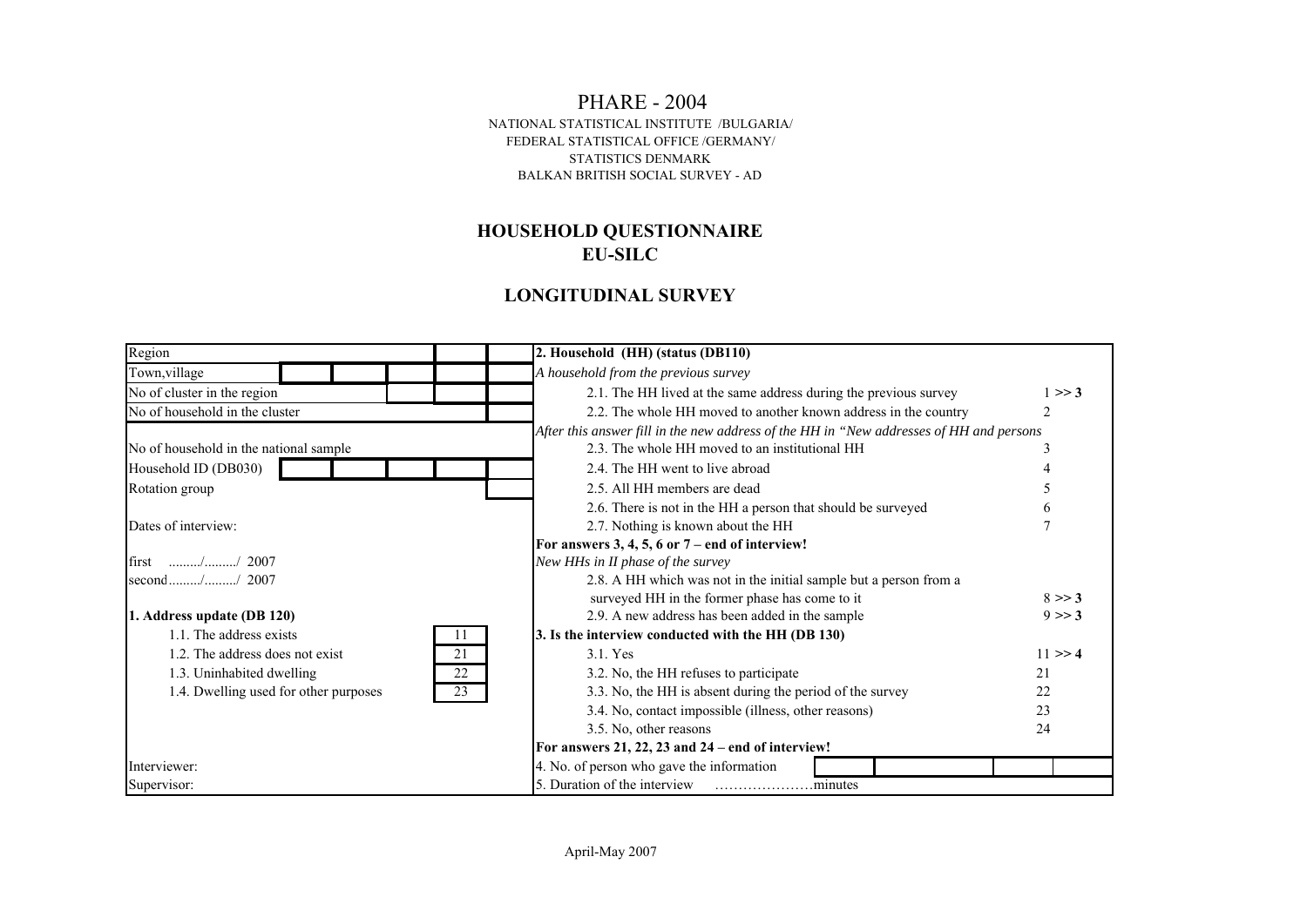# PHARE - 2004

NATIONAL STATISTICAL INSTITUTE /BULGARIA/
FEDERAL STATISTICAL OFFICE /GERMANY/
STATISTICS DENMARK
BALKAN BRITISH SOCIAL SURVEY - AD

## HOUSEHOLD QUESTIONNAIRE
## EU-SILC

## LONGITUDINAL SURVEY

| | |
|---|---|
| Region | **2. Household (HH) (status (DB110)** |
| Town,village | *A household from the previous survey* |
| No of cluster in the region | 2.1. The HH lived at the same address during the previous survey — 1 **>> 3** |
| No of household in the cluster | 2.2. The whole HH moved to another known address in the country — 2 |
| | *After this answer fill in the new address of the HH in "New addresses of HH and persons* |
| No of household in the national sample | 2.3. The whole HH moved to an institutional HH — 3 |
| Household ID (DB030) | 2.4. The HH went to live abroad — 4 |
| Rotation group | 2.5. All HH members are dead — 5 |
| | 2.6. There is not in the HH a person that should be surveyed — 6 |
| Dates of interview: | 2.7. Nothing is known about the HH — 7 |
| | **For answers 3, 4, 5, 6 or 7 – end of interview!** |
| first ........./........./ 2007 | *New HHs in II phase of the survey* |
| second........./........./ 2007 | 2.8. A HH which was not in the initial sample but a person from a surveyed HH in the former phase has come to it — 8 **>> 3** |
| **1. Address update (DB 120)** | 2.9. A new address has been added in the sample — 9 **>> 3** |
| 1.1. The address exists — 11 | **3. Is the interview conducted with the HH (DB 130)** |
| 1.2. The address does not exist — 21 | 3.1. Yes — 11 **>> 4** |
| 1.3. Uninhabited dwelling — 22 | 3.2. No, the HH refuses to participate — 21 |
| 1.4. Dwelling used for other purposes — 23 | 3.3. No, the HH is absent during the period of the survey — 22 |
| | 3.4. No, contact impossible (illness, other reasons) — 23 |
| | 3.5. No, other reasons — 24 |
| | **For answers 21, 22, 23 and 24 – end of interview!** |
| Interviewer: | 4. No. of person who gave the information |
| Supervisor: | 5. Duration of the interview …………………minutes |

April-May 2007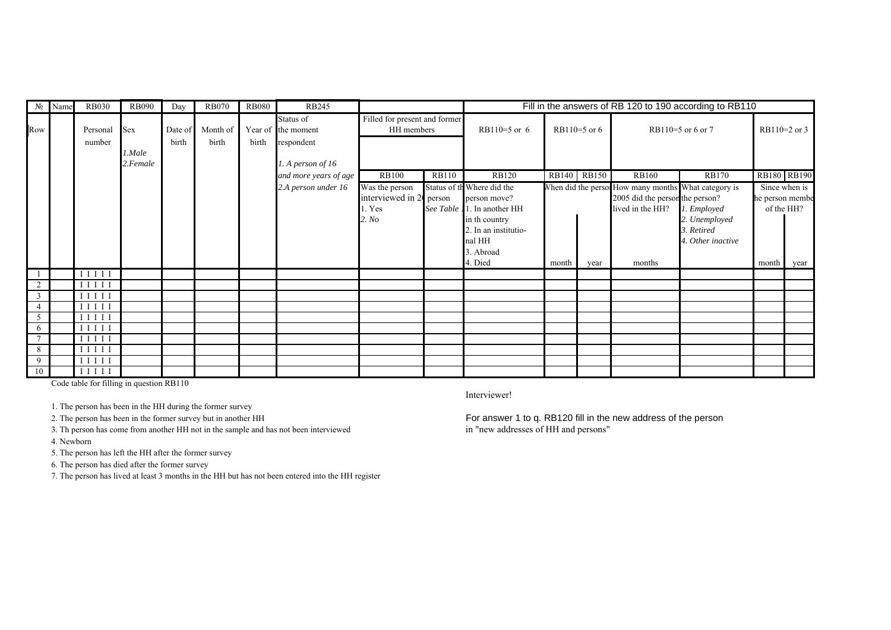| № | Name | RB030 | RB090 | Day | RB070 | RB080 | RB245 | | | Fill in the answers of RB 120 to 190 according to RB110 | | | | | | |
|---|---|---|---|---|---|---|---|---|---|---|---|---|---|---|---|---|
| Row | | Personal number | Sex<br>*1.Male*<br>*2.Female* | Date of birth | Month of birth | Year of birth | Status of the moment respondent<br>*1. A person of 16 and more years of age*<br>*2.A person under 16* | Filled for present and former HH members | | RB110=5 or 6 | RB110=5 or 6 | | RB110=5 or 6 or 7 | | RB110=2 or 3 | |
| | | | | | | | | RB100 | RB110 | RB120 | RB140 | RB150 | RB160 | RB170 | RB180 | RB190 |
| | | | | | | | | Was the person interviewed in 2( | Status of th person | Where did the person move? | When did the perso | | How many months 2005 did the person lived in the HH? | What category is the person? | Since when is he person membe of the HH? | |
| | | | | | | | | 1. Yes<br>*2. No* | *See Table 1* | 1. In another HH in th country<br>2. In an institutio-nal HH<br>3. Abroad<br>4. Died | month | year | months | *1. Employed*<br>*2. Unemployed*<br>*3. Retired*<br>*4. Other inactive* | month | year |
| 1 | | I I I I I | | | | | | | | | | | | | | |
| 2 | | I I I I I | | | | | | | | | | | | | | |
| 3 | | I I I I I | | | | | | | | | | | | | | |
| 4 | | I I I I I | | | | | | | | | | | | | | |
| 5 | | I I I I I | | | | | | | | | | | | | | |
| 6 | | I I I I I | | | | | | | | | | | | | | |
| 7 | | I I I I I | | | | | | | | | | | | | | |
| 8 | | I I I I I | | | | | | | | | | | | | | |
| 9 | | I I I I I | | | | | | | | | | | | | | |
| 10 | | I I I I I | | | | | | | | | | | | | | |

Code table for filling in question RB110

1. The person has been in the HH during the former survey
2. The person has been in the former survey but in another HH
3. Th person has come from another HH not in the sample and has not been interviewed
4. Newborn
5. The person has left the HH after the former survey
6. The person has died after the former survey
7. The person has lived at least 3 months in the HH but has not been entered into the HH register

Interviewer!

For answer 1 to q. RB120 fill in the new address of the person in "new addresses of HH and persons"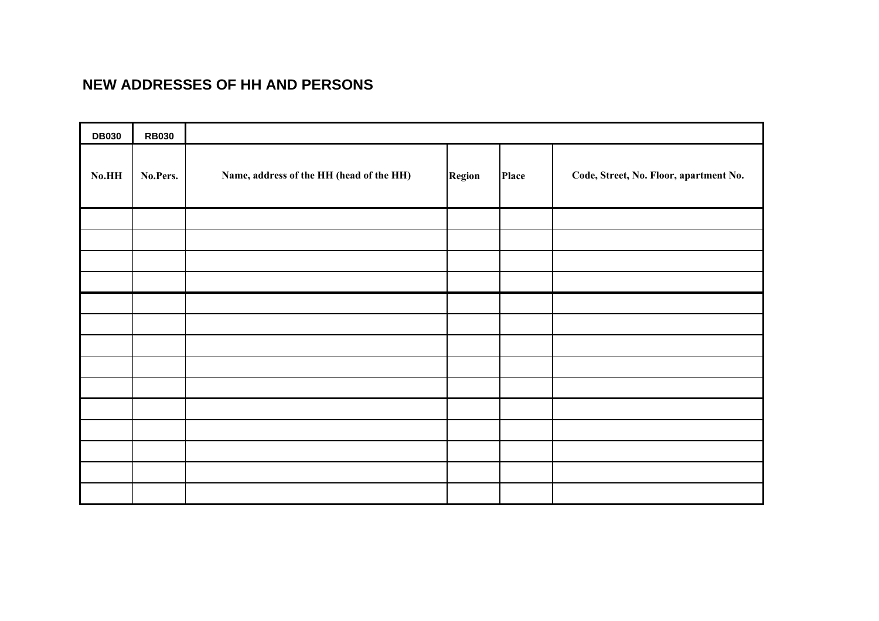## NEW ADDRESSES OF HH AND PERSONS

| DB030 | RB030 | | | | |
|---|---|---|---|---|---|
| **No.HH** | **No.Pers.** | **Name, address of the HH (head of the HH)** | **Region** | **Place** | **Code, Street, No. Floor, apartment No.** |
| | | | | | |
| | | | | | |
| | | | | | |
| | | | | | |
| | | | | | |
| | | | | | |
| | | | | | |
| | | | | | |
| | | | | | |
| | | | | | |
| | | | | | |
| | | | | | |
| | | | | | |
| | | | | | |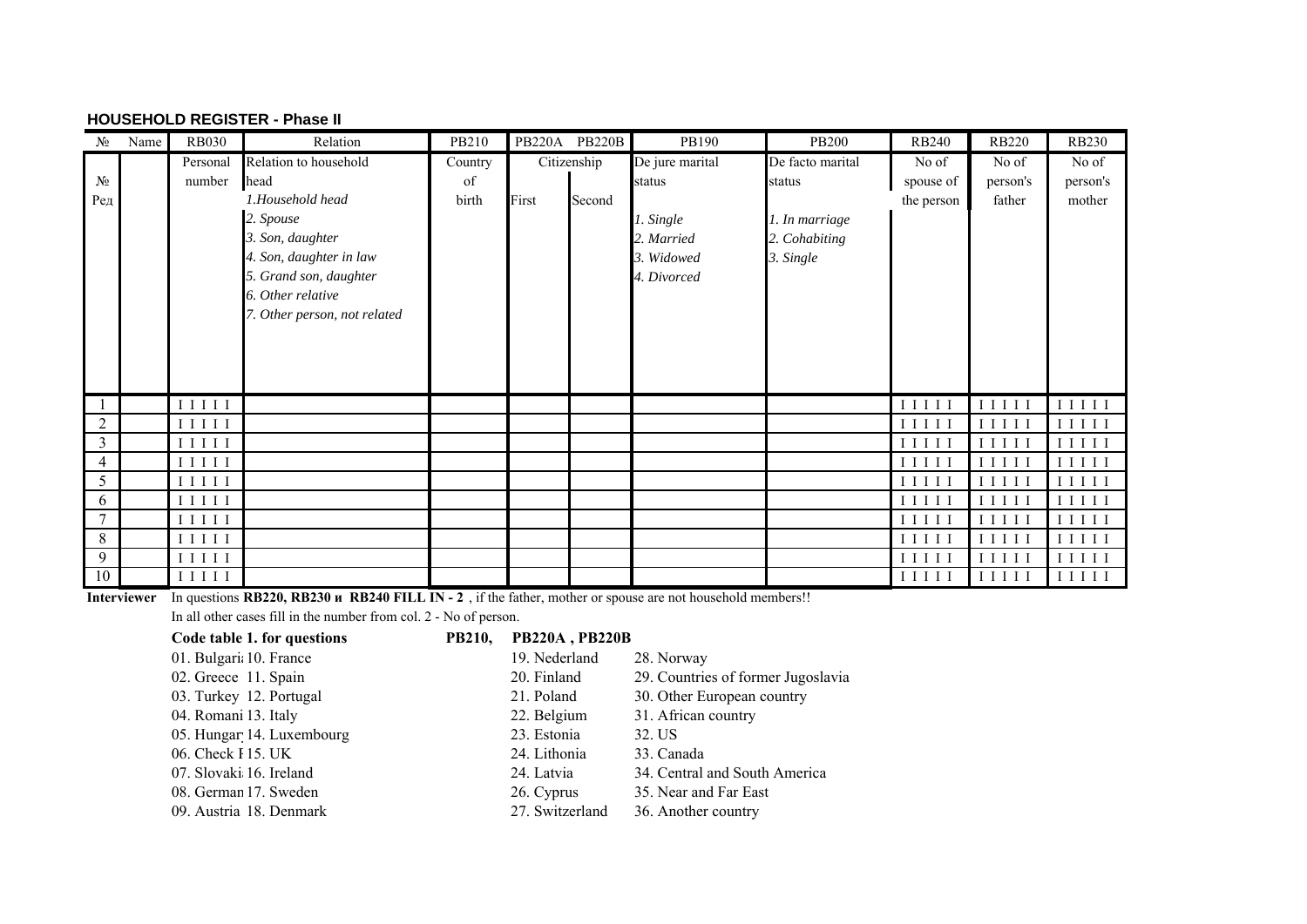**HOUSEHOLD REGISTER - Phase II**

| № | Name | RB030 | Relation | PB210 | PB220A | PB220B | PB190 | PB200 | RB240 | RB220 | RB230 |
|---|---|---|---|---|---|---|---|---|---|---|---|
| № Ред | | Personal number | Relation to household head<br>*1.Household head*<br>*2. Spouse*<br>*3. Son, daughter*<br>*4. Son, daughter in law*<br>*5. Grand son, daughter*<br>*6. Other relative*<br>*7. Other person, not related* | Country of birth | Citizenship<br>First | Second | De jure marital status<br>*1. Single*<br>*2. Married*<br>*3. Widowed*<br>*4. Divorced* | De facto marital status<br>*1. In marriage*<br>*2. Cohabiting*<br>*3. Single* | No of spouse of the person | No of person's father | No of person's mother |
| 1 | | I I I I I | | | | | | | I I I I I | I I I I I | I I I I I |
| 2 | | I I I I I | | | | | | | I I I I I | I I I I I | I I I I I |
| 3 | | I I I I I | | | | | | | I I I I I | I I I I I | I I I I I |
| 4 | | I I I I I | | | | | | | I I I I I | I I I I I | I I I I I |
| 5 | | I I I I I | | | | | | | I I I I I | I I I I I | I I I I I |
| 6 | | I I I I I | | | | | | | I I I I I | I I I I I | I I I I I |
| 7 | | I I I I I | | | | | | | I I I I I | I I I I I | I I I I I |
| 8 | | I I I I I | | | | | | | I I I I I | I I I I I | I I I I I |
| 9 | | I I I I I | | | | | | | I I I I I | I I I I I | I I I I I |
| 10 | | I I I I I | | | | | | | I I I I I | I I I I I | I I I I I |

**Interviewer** In questions **RB220, RB230 и RB240 FILL IN - 2** , if the father, mother or spouse are not household members!!

In all other cases fill in the number from col. 2 - No of person.

**Code table 1. for questions PB210, PB220A , PB220B**

| | | | |
|---|---|---|---|
| 01. Bulgaria | 10. France | 19. Nederland | 28. Norway |
| 02. Greece | 11. Spain | 20. Finland | 29. Countries of former Jugoslavia |
| 03. Turkey | 12. Portugal | 21. Poland | 30. Other European country |
| 04. Romania | 13. Italy | 22. Belgium | 31. African country |
| 05. Hungary | 14. Luxembourg | 23. Estonia | 32. US |
| 06. Check R | 15. UK | 24. Lithonia | 33. Canada |
| 07. Slovakia | 16. Ireland | 24. Latvia | 34. Central and South America |
| 08. Germany | 17. Sweden | 26. Cyprus | 35. Near and Far East |
| 09. Austria | 18. Denmark | 27. Switzerland | 36. Another country |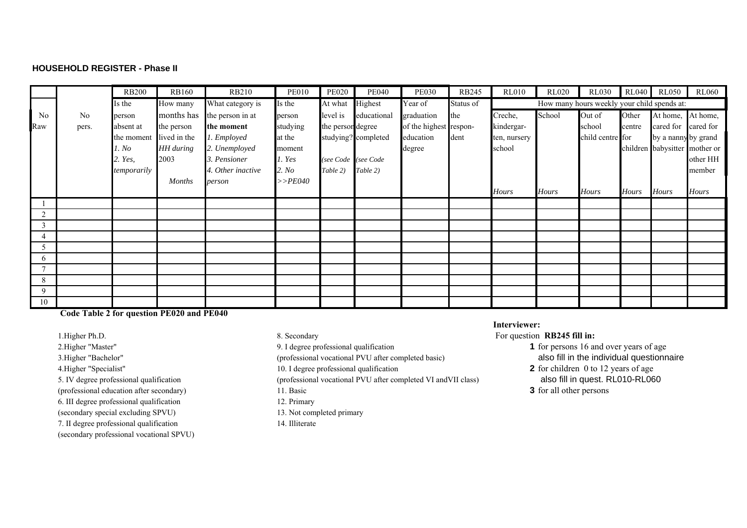**HOUSEHOLD REGISTER - Phase II**

| No Raw | No pers. | RB200 | RB160 | RB210 | PE010 | PE020 | PE040 | PE030 | RB245 | RL010 | RL020 | RL030 | RL040 | RL050 | RL060 |
|---|---|---|---|---|---|---|---|---|---|---|---|---|---|---|---|
| | | Is the person absent at the moment *1. No* *2. Yes, temporarily* | How many months has the person lived in the HH during 2003 *Months* | What category is the person in at **the moment** *1. Employed* *2. Unemployed* *3. Pensioner* *4. Other inactive person* | Is the person studying at the moment *1. Yes* *2. No* *>>PE040* | At what level is the person studying? *(see Code Table 2)* | Highest educational degree completed *(see Code Table 2)* | Year of graduation of the highest education degree | Status of the respon-dent | How many hours weekly your child spends at: Creche, kindergar-ten, nursery school *Hours* | School *Hours* | Out of school child centre *Hours* | Other centre for children *Hours* | At home, cared for by a nanny babysitter *Hours* | At home, cared for by grand mother or other HH member *Hours* |
| 1 | | | | | | | | | | | | | | | |
| 2 | | | | | | | | | | | | | | | |
| 3 | | | | | | | | | | | | | | | |
| 4 | | | | | | | | | | | | | | | |
| 5 | | | | | | | | | | | | | | | |
| 6 | | | | | | | | | | | | | | | |
| 7 | | | | | | | | | | | | | | | |
| 8 | | | | | | | | | | | | | | | |
| 9 | | | | | | | | | | | | | | | |
| 10 | | | | | | | | | | | | | | | |

**Code Table 2 for question PE020 and PE040**

1.Higher Ph.D.
2.Higher "Master"
3.Higher "Bachelor"
4.Higher "Specialist"
5. IV degree professional qualification
(professional education after secondary)
6. III degree professional qualification
(secondary special excluding SPVU)
7. II degree professional qualification
(secondary professional vocational SPVU)
8. Secondary
9. I degree professional qualification
(professional vocational PVU after completed basic)
10. I degree professional qualification
(professional vocational PVU after completed VI andVII class)
11. Basic
12. Primary
13. Not completed primary
14. Illiterate

**Interviewer:**

For question **RB245 fill in:**

**1** for persons 16 and over years of age
also fill in the individual questionnaire
**2** for children 0 to 12 years of age
also fill in quest. RL010-RL060
**3** for all other persons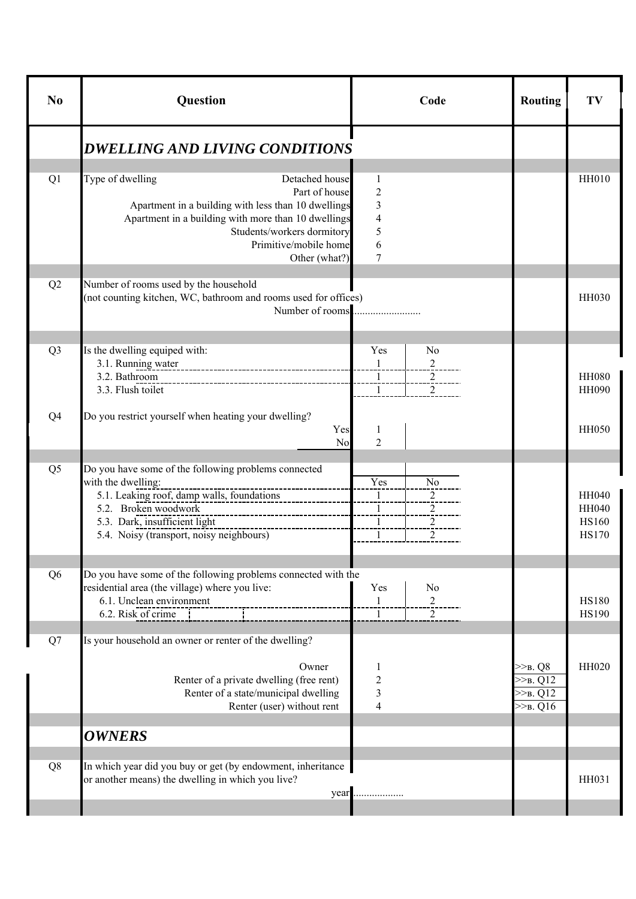| No | Question | Code | | Routing | TV |
|---|---|---|---|---|---|
| | ***DWELLING AND LIVING CONDITIONS*** | | | | |
| Q1 | Type of dwelling — Detached house | 1 | | | HH010 |
| | Part of house | 2 | | | |
| | Apartment in a building with less than 10 dwellings | 3 | | | |
| | Apartment in a building with more than 10 dwellings | 4 | | | |
| | Students/workers dormitory | 5 | | | |
| | Primitive/mobile home | 6 | | | |
| | Other (what?) | 7 | | | |
| Q2 | Number of rooms used by the household (not counting kitchen, WC, bathroom and rooms used for offices) | | | | HH030 |
| | Number of rooms | ......................... | | | |
| Q3 | Is the dwelling equiped with: | Yes | No | | |
| | 3.1. Running water | 1 | 2 | | |
| | 3.2. Bathroom | 1 | 2 | | HH080 |
| | 3.3. Flush toilet | 1 | 2 | | HH090 |
| Q4 | Do you restrict yourself when heating your dwelling? | | | | |
| | Yes | 1 | | | HH050 |
| | No | 2 | | | |
| Q5 | Do you have some of the following problems connected with the dwelling: | Yes | No | | |
| | 5.1. Leaking roof, damp walls, foundations | 1 | 2 | | HH040 |
| | 5.2. Broken woodwork | 1 | 2 | | HH040 |
| | 5.3. Dark, insufficient light | 1 | 2 | | HS160 |
| | 5.4. Noisy (transport, noisy neighbours) | 1 | 2 | | HS170 |
| Q6 | Do you have some of the following problems connected with the residential area (the village) where you live: | Yes | No | | |
| | 6.1. Unclean environment | 1 | 2 | | HS180 |
| | 6.2. Risk of crime | 1 | 2 | | HS190 |
| Q7 | Is your household an owner or renter of the dwelling? | | | | |
| | Owner | 1 | | >>в. Q8 | HH020 |
| | Renter of a private dwelling (free rent) | 2 | | >>в. Q12 | |
| | Renter of a state/municipal dwelling | 3 | | >>в. Q12 | |
| | Renter (user) without rent | 4 | | >>в. Q16 | |
| | ***OWNERS*** | | | | |
| Q8 | In which year did you buy or get (by endowment, inheritance or another means) the dwelling in which you live? | | | | HH031 |
| | year | .................. | | | |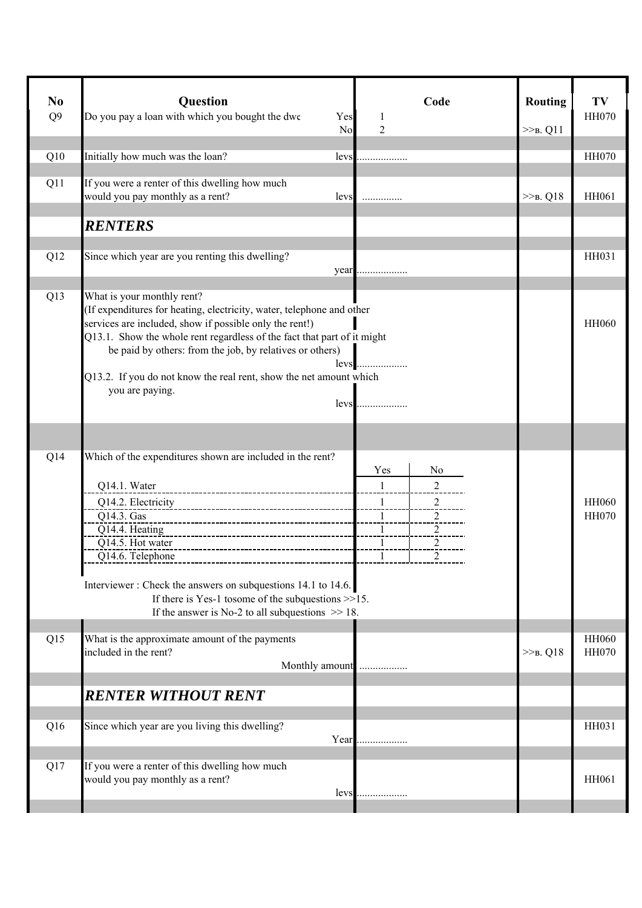| No | Question | Code | Routing | TV |
|---|---|---|---|---|
| Q9 | Do you pay a loan with which you bought the dwe Yes<br>No | 1<br>2 | <br>>>в. Q11 | HH070 |
| Q10 | Initially how much was the loan? levs | .................. | | HH070 |
| Q11 | If you were a renter of this dwelling how much would you pay monthly as a rent? levs | .............. | >>в. Q18 | HH061 |
| | ***RENTERS*** | | | |
| Q12 | Since which year are you renting this dwelling? year | .................. | | HH031 |
| Q13 | What is your monthly rent?<br>(If expenditures for heating, electricity, water, telephone and other services are included, show if possible only the rent!)<br>Q13.1. Show the whole rent regardless of the fact that part of it might be paid by others: from the job, by relatives or others) levs<br>Q13.2. If you do not know the real rent, show the net amount which you are paying. levs | <br><br><br>..................<br><br>.................. | | HH060 |
| Q14 | Which of the expenditures shown are included in the rent? | Yes / No | | |
| | Q14.1. Water | 1 / 2 | | |
| | Q14.2. Electricity | 1 / 2 | | HH060 |
| | Q14.3. Gas | 1 / 2 | | HH070 |
| | Q14.4. Heating | 1 / 2 | | |
| | Q14.5. Hot water | 1 / 2 | | |
| | Q14.6. Telephone | 1 / 2 | | |
| | Interviewer : Check the answers on subquestions 14.1 to 14.6.<br>If there is Yes-1 tosome of the subquestions >>15.<br>If the answer is No-2 to all subquestions >> 18. | | | |
| Q15 | What is the approximate amount of the payments included in the rent? Monthly amount | .................. | >>в. Q18 | HH060<br>HH070 |
| | ***RENTER WITHOUT RENT*** | | | |
| Q16 | Since which year are you living this dwelling? Year | .................. | | HH031 |
| Q17 | If you were a renter of this dwelling how much would you pay monthly as a rent? levs | .................. | | HH061 |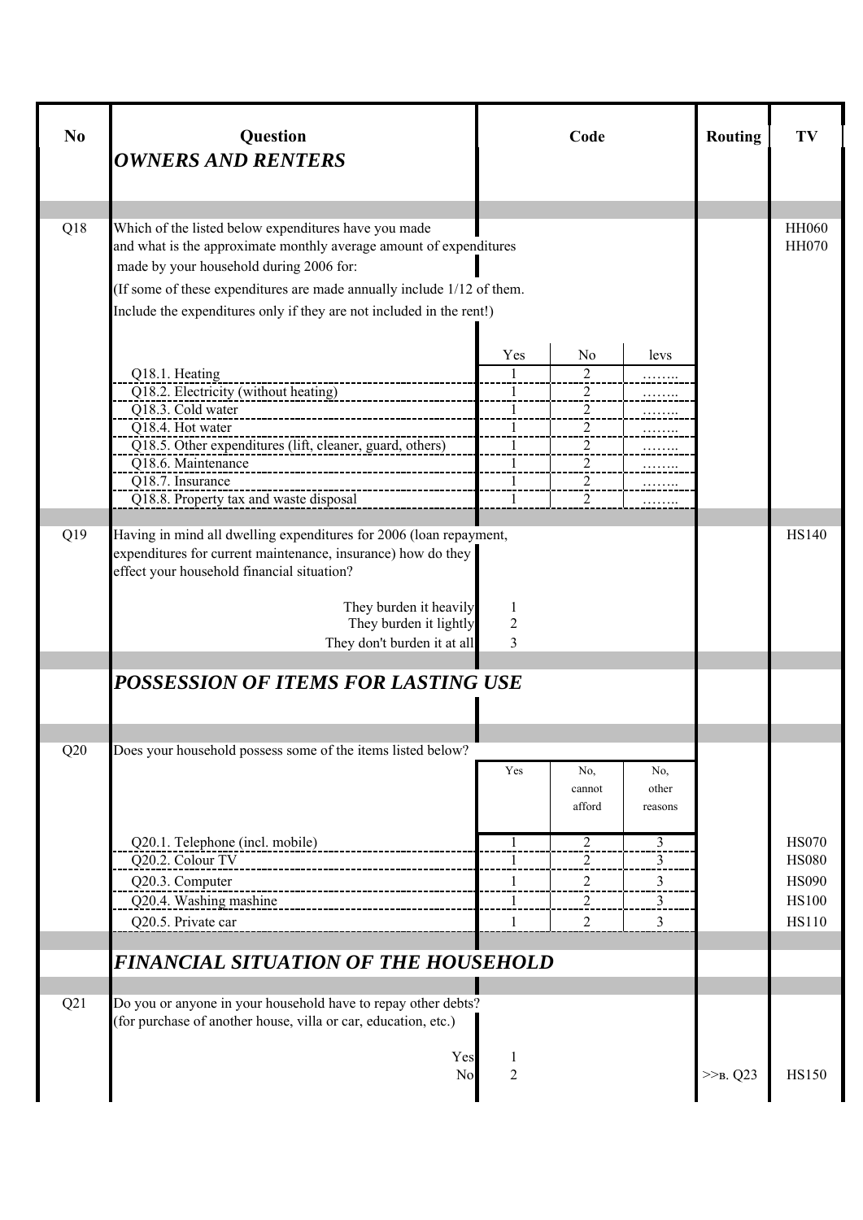| No | Question | Code | | | Routing | TV |
|---|---|---|---|---|---|---|
| | ***OWNERS AND RENTERS*** | | | | | |
| Q18 | Which of the listed below expenditures have you made and what is the approximate monthly average amount of expenditures made by your household during 2006 for: (If some of these expenditures are made annually include 1/12 of them. Include the expenditures only if they are not included in the rent!) | | | | | HH060 HH070 |
| | | Yes | No | levs | | |
| | Q18.1. Heating | 1 | 2 | …….. | | |
| | Q18.2. Electricity (without heating) | 1 | 2 | …….. | | |
| | Q18.3. Cold water | 1 | 2 | …….. | | |
| | Q18.4. Hot water | 1 | 2 | …….. | | |
| | Q18.5. Other expenditures (lift, cleaner, guard, others) | 1 | 2 | …….. | | |
| | Q18.6. Maintenance | 1 | 2 | …….. | | |
| | Q18.7. Insurance | 1 | 2 | …….. | | |
| | Q18.8. Property tax and waste disposal | 1 | 2 | …….. | | |
| Q19 | Having in mind all dwelling expenditures for 2006 (loan repayment, expenditures for current maintenance, insurance) how do they effect your household financial situation? | | | | | HS140 |
| | They burden it heavily | 1 | | | | |
| | They burden it lightly | 2 | | | | |
| | They don't burden it at all | 3 | | | | |
| | ***POSSESSION OF ITEMS FOR LASTING USE*** | | | | | |
| Q20 | Does your household possess some of the items listed below? | | | | | |
| | | Yes | No, cannot afford | No, other reasons | | |
| | Q20.1. Telephone (incl. mobile) | 1 | 2 | 3 | | HS070 |
| | Q20.2. Colour TV | 1 | 2 | 3 | | HS080 |
| | Q20.3. Computer | 1 | 2 | 3 | | HS090 |
| | Q20.4. Washing mashine | 1 | 2 | 3 | | HS100 |
| | Q20.5. Private car | 1 | 2 | 3 | | HS110 |
| | ***FINANCIAL SITUATION OF THE HOUSEHOLD*** | | | | | |
| Q21 | Do you or anyone in your household have to repay other debts? (for purchase of another house, villa or car, education, etc.) | | | | | |
| | Yes | 1 | | | | |
| | No | 2 | | | >>в. Q23 | HS150 |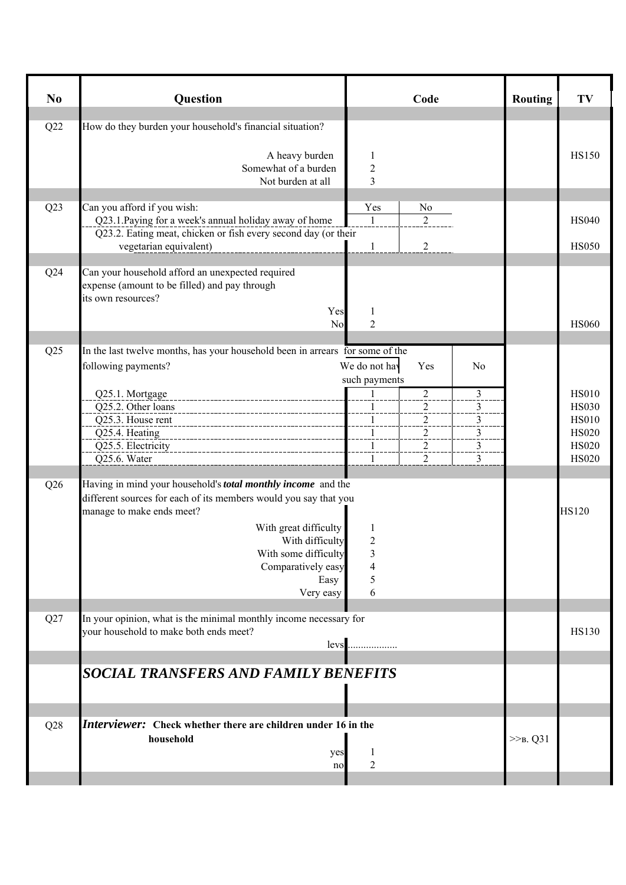| No | Question | Code | | | Routing | TV |
|---|---|---|---|---|---|---|
| Q22 | How do they burden your household's financial situation? | | | | | |
| | A heavy burden | 1 | | | | HS150 |
| | Somewhat of a burden | 2 | | | | |
| | Not burden at all | 3 | | | | |
| Q23 | Can you afford if you wish: | Yes | No | | | |
| | Q23.1.Paying for a week's annual holiday away of home | 1 | 2 | | | HS040 |
| | Q23.2. Eating meat, chicken or fish every second day (or their vegetarian equivalent) | 1 | 2 | | | HS050 |
| Q24 | Can your household afford an unexpected required expense (amount to be filled) and pay through its own resources? | | | | | |
| | Yes | 1 | | | | |
| | No | 2 | | | | HS060 |
| Q25 | In the last twelve months, has your household been in arrears for some of the following payments? | We do not have such payments | Yes | No | | |
| | Q25.1. Mortgage | 1 | 2 | 3 | | HS010 |
| | Q25.2. Other loans | 1 | 2 | 3 | | HS030 |
| | Q25.3. House rent | 1 | 2 | 3 | | HS010 |
| | Q25.4. Heating | 1 | 2 | 3 | | HS020 |
| | Q25.5. Electricity | 1 | 2 | 3 | | HS020 |
| | Q25.6. Water | 1 | 2 | 3 | | HS020 |
| Q26 | Having in mind your household's ***total monthly income*** and the different sources for each of its members would you say that you manage to make ends meet? | | | | | HS120 |
| | With great difficulty | 1 | | | | |
| | With difficulty | 2 | | | | |
| | With some difficulty | 3 | | | | |
| | Comparatively easy | 4 | | | | |
| | Easy | 5 | | | | |
| | Very easy | 6 | | | | |
| Q27 | In your opinion, what is the minimal monthly income necessary for your household to make both ends meet? | | | | | HS130 |
| | levs | .................. | | | | |
| | ***SOCIAL TRANSFERS AND FAMILY BENEFITS*** | | | | | |
| Q28 | ***Interviewer:*** **Check whether there are children under 16 in the household** | | | | | |
| | yes | 1 | | | | |
| | no | 2 | | | >>в. Q31 | |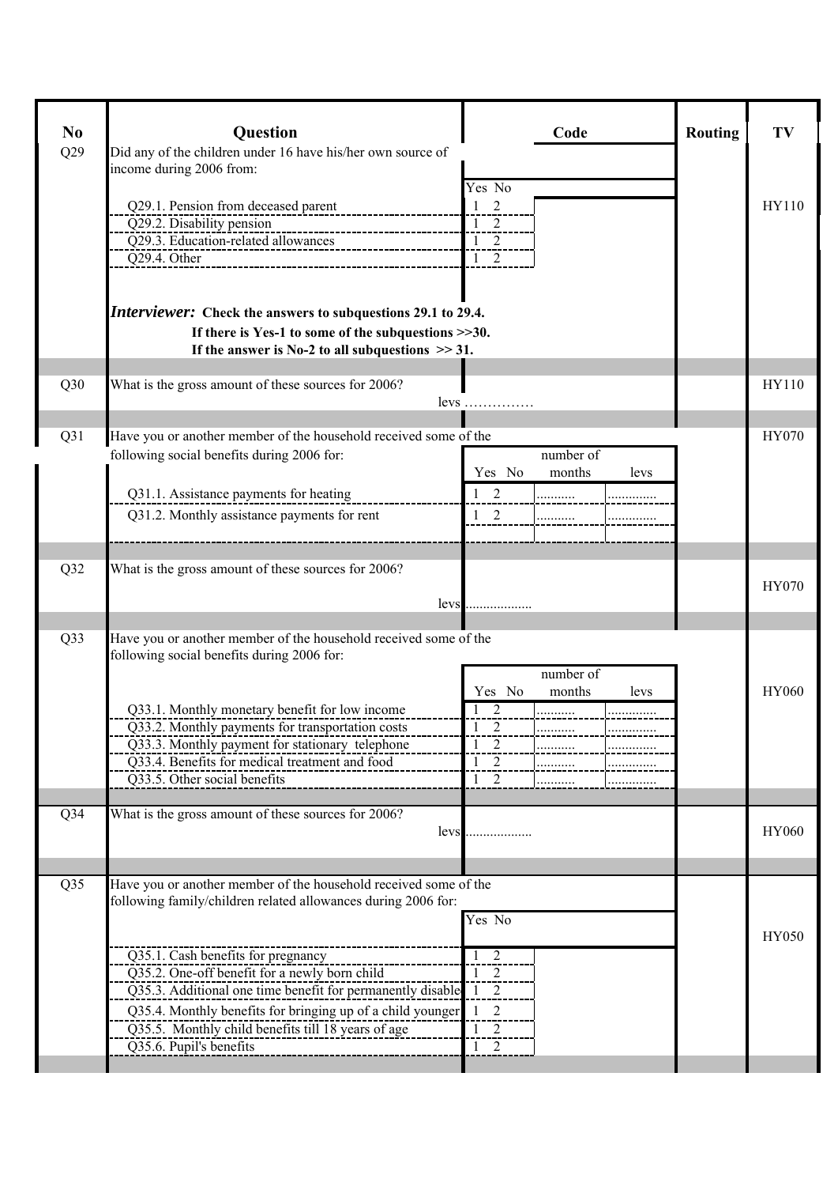| No | Question | Code | | | Routing | TV |
|---|---|---|---|---|---|---|
| Q29 | Did any of the children under 16 have his/her own source of income during 2006 from: | | | | | |
| | | Yes No | | | | |
| | Q29.1. Pension from deceased parent | 1 2 | | | | HY110 |
| | Q29.2. Disability pension | 1 2 | | | | |
| | Q29.3. Education-related allowances | 1 2 | | | | |
| | Q29.4. Other | 1 2 | | | | |
| | ***Interviewer:*** **Check the answers to subquestions 29.1 to 29.4. If there is Yes-1 to some of the subquestions >>30. If the answer is No-2 to all subquestions >> 31.** | | | | | |
| Q30 | What is the gross amount of these sources for 2006? | levs …………… | | | | HY110 |
| Q31 | Have you or another member of the household received some of the following social benefits during 2006 for: | | number of | | | HY070 |
| | | Yes No | months | levs | | |
| | Q31.1. Assistance payments for heating | 1 2 | .......... | ............. | | |
| | Q31.2. Monthly assistance payments for rent | 1 2 | .......... | ............. | | |
| Q32 | What is the gross amount of these sources for 2006? | levs .................. | | | | HY070 |
| Q33 | Have you or another member of the household received some of the following social benefits during 2006 for: | | number of | | | |
| | | Yes No | months | levs | | HY060 |
| | Q33.1. Monthly monetary benefit for low income | 1 2 | .......... | ............. | | |
| | Q33.2. Monthly payments for transportation costs | 1 2 | .......... | ............. | | |
| | Q33.3. Monthly payment for stationary telephone | 1 2 | .......... | ............. | | |
| | Q33.4. Benefits for medical treatment and food | 1 2 | .......... | ............. | | |
| | Q33.5. Other social benefits | 1 2 | .......... | ............. | | |
| Q34 | What is the gross amount of these sources for 2006? | levs .................. | | | | HY060 |
| Q35 | Have you or another member of the household received some of the following family/children related allowances during 2006 for: | | | | | |
| | | Yes No | | | | HY050 |
| | Q35.1. Cash benefits for pregnancy | 1 2 | | | | |
| | Q35.2. One-off benefit for a newly born child | 1 2 | | | | |
| | Q35.3. Additional one time benefit for permanently disable | 1 2 | | | | |
| | Q35.4. Monthly benefits for bringing up of a child younger | 1 2 | | | | |
| | Q35.5. Monthly child benefits till 18 years of age | 1 2 | | | | |
| | Q35.6. Pupil's benefits | 1 2 | | | | |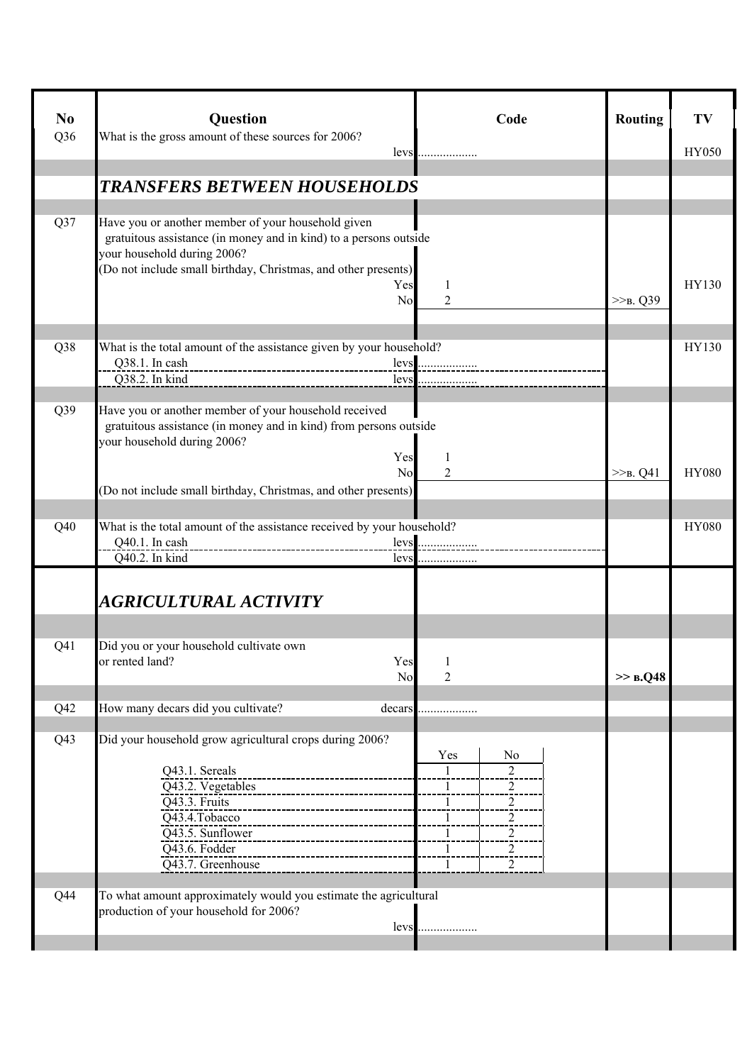| No | Question | Code | | Routing | TV |
|---|---|---|---|---|---|
| Q36 | What is the gross amount of these sources for 2006? levs | ................... | | | HY050 |
| | ***TRANSFERS BETWEEN HOUSEHOLDS*** | | | | |
| Q37 | Have you or another member of your household given gratuitous assistance (in money and in kind) to a persons outside your household during 2006? (Do not include small birthday, Christmas, and other presents) | | | | |
| | Yes | 1 | | | HY130 |
| | No | 2 | | >>в. Q39 | |
| Q38 | What is the total amount of the assistance given by your household? | | | | HY130 |
| | Q38.1. In cash levs | ................... | | | |
| | Q38.2. In kind levs | ................... | | | |
| Q39 | Have you or another member of your household received gratuitous assistance (in money and in kind) from persons outside your household during 2006? | | | | |
| | Yes | 1 | | | |
| | No | 2 | | >>в. Q41 | HY080 |
| | (Do not include small birthday, Christmas, and other presents) | | | | |
| Q40 | What is the total amount of the assistance received by your household? | | | | HY080 |
| | Q40.1. In cash levs | ................... | | | |
| | Q40.2. In kind levs | ................... | | | |
| | ***AGRICULTURAL ACTIVITY*** | | | | |
| Q41 | Did you or your household cultivate own or rented land? | | | | |
| | Yes | 1 | | | |
| | No | 2 | | **>> в.Q48** | |
| Q42 | How many decars did you cultivate? decars | ................... | | | |
| Q43 | Did your household grow agricultural crops during 2006? | Yes | No | | |
| | Q43.1. Sereals | 1 | 2 | | |
| | Q43.2. Vegetables | 1 | 2 | | |
| | Q43.3. Fruits | 1 | 2 | | |
| | Q43.4.Tobacco | 1 | 2 | | |
| | Q43.5. Sunflower | 1 | 2 | | |
| | Q43.6. Fodder | 1 | 2 | | |
| | Q43.7. Greenhouse | 1 | 2 | | |
| Q44 | To what amount approximately would you estimate the agricultural production of your household for 2006? levs | ................... | | | |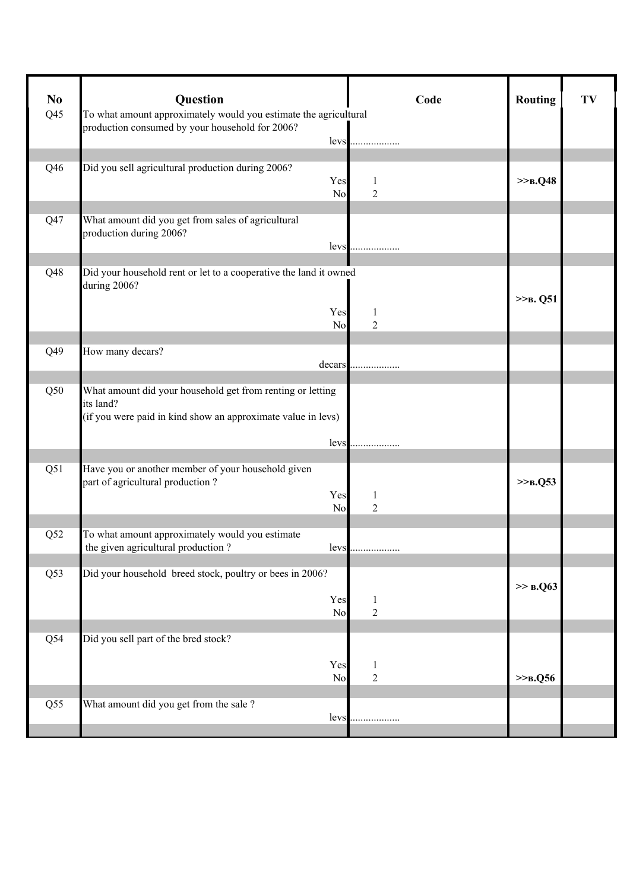| No | Question | Code | Routing | TV |
|---|---|---|---|---|
| Q45 | To what amount approximately would you estimate the agricultural production consumed by your household for 2006? levs | .................. | | |
| Q46 | Did you sell agricultural production during 2006? Yes | 1 | >>в.Q48 | |
| | No | 2 | | |
| Q47 | What amount did you get from sales of agricultural production during 2006? levs | .................. | | |
| Q48 | Did your household rent or let to a cooperative the land it owned during 2006? | | >>в. Q51 | |
| | Yes | 1 | | |
| | No | 2 | | |
| Q49 | How many decars? decars | .................. | | |
| Q50 | What amount did your household get from renting or letting its land? (if you were paid in kind show an approximate value in levs) levs | .................. | | |
| Q51 | Have you or another member of your household given part of agricultural production ? | | >>в.Q53 | |
| | Yes | 1 | | |
| | No | 2 | | |
| Q52 | To what amount approximately would you estimate the given agricultural production ? levs | .................. | | |
| Q53 | Did your household breed stock, poultry or bees in 2006? | | >> в.Q63 | |
| | Yes | 1 | | |
| | No | 2 | | |
| Q54 | Did you sell part of the bred stock? | | | |
| | Yes | 1 | | |
| | No | 2 | >>в.Q56 | |
| Q55 | What amount did you get from the sale ? levs | .................. | | |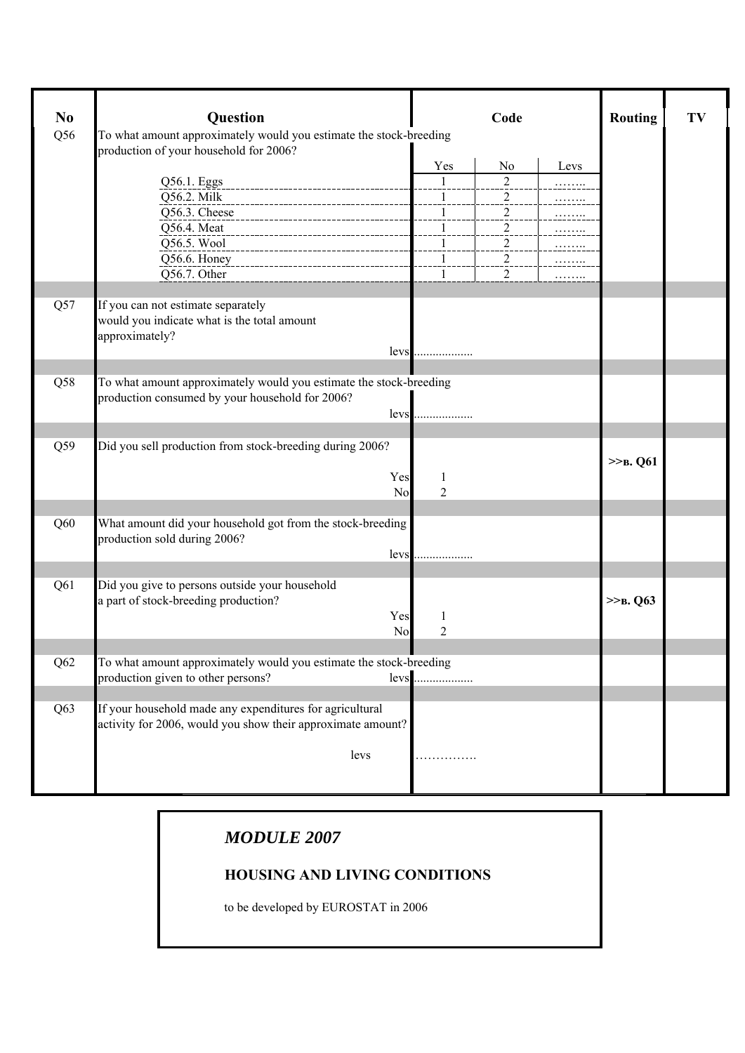| No | Question | Code | | | Routing | TV |
|---|---|---|---|---|---|---|
| Q56 | To what amount approximately would you estimate the stock-breeding production of your household for 2006? | | | | | |
| | | Yes | No | Levs | | |
| | Q56.1. Eggs | 1 | 2 | …….. | | |
| | Q56.2. Milk | 1 | 2 | …….. | | |
| | Q56.3. Cheese | 1 | 2 | …….. | | |
| | Q56.4. Meat | 1 | 2 | …….. | | |
| | Q56.5. Wool | 1 | 2 | …….. | | |
| | Q56.6. Honey | 1 | 2 | …….. | | |
| | Q56.7. Other | 1 | 2 | …….. | | |
| Q57 | If you can not estimate separately would you indicate what is the total amount approximately? levs | .................. | | | | |
| Q58 | To what amount approximately would you estimate the stock-breeding production consumed by your household for 2006? levs | .................. | | | | |
| Q59 | Did you sell production from stock-breeding during 2006? | | | | | |
| | Yes | 1 | | | | |
| | No | 2 | | | >>в. Q61 | |
| Q60 | What amount did your household got from the stock-breeding production sold during 2006? levs | .................. | | | | |
| Q61 | Did you give to persons outside your household a part of stock-breeding production? | | | | | |
| | Yes | 1 | | | | |
| | No | 2 | | | >>в. Q63 | |
| Q62 | To what amount approximately would you estimate the stock-breeding production given to other persons? levs | .................. | | | | |
| Q63 | If your household made any expenditures for agricultural activity for 2006, would you show their approximate amount? levs | ……………. | | | | |

***MODULE 2007***

**HOUSING AND LIVING CONDITIONS**

to be developed by EUROSTAT in 2006